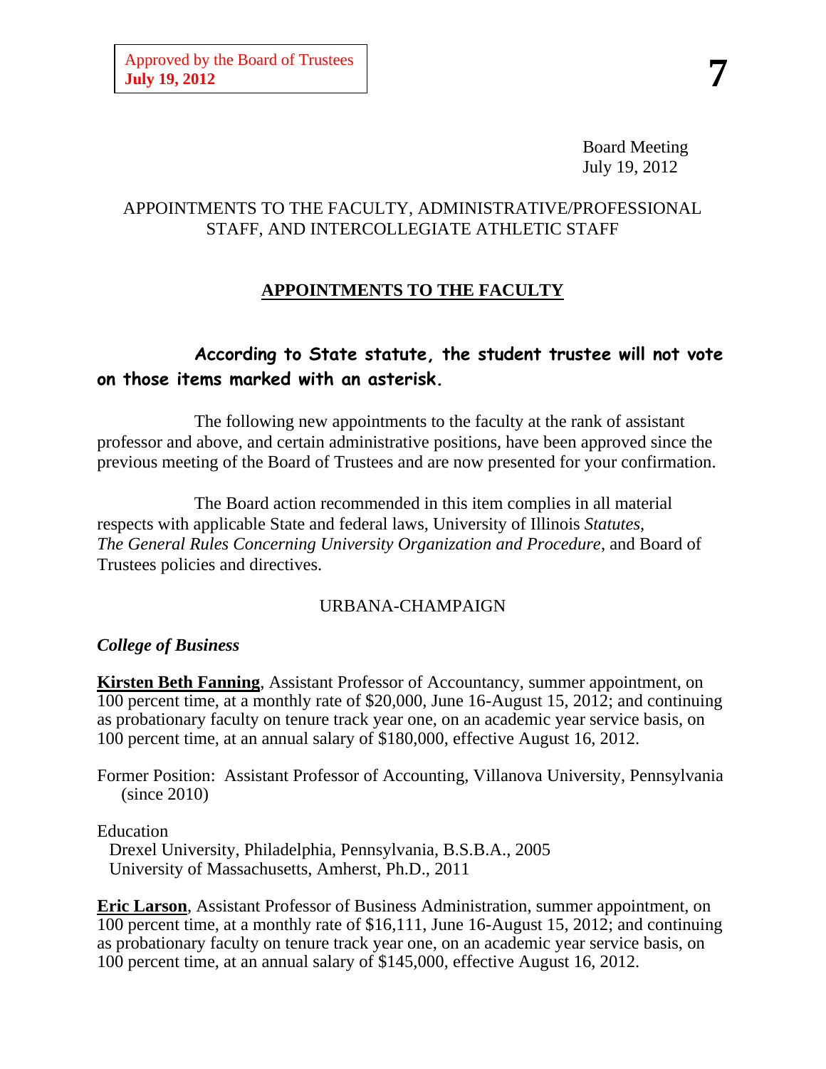Approved by the Board of Trustees
**July 19, 2012**

**7**

Board Meeting
July 19, 2012

APPOINTMENTS TO THE FACULTY, ADMINISTRATIVE/PROFESSIONAL STAFF, AND INTERCOLLEGIATE ATHLETIC STAFF

## APPOINTMENTS TO THE FACULTY

**According to State statute, the student trustee will not vote on those items marked with an asterisk.**

The following new appointments to the faculty at the rank of assistant professor and above, and certain administrative positions, have been approved since the previous meeting of the Board of Trustees and are now presented for your confirmation.

The Board action recommended in this item complies in all material respects with applicable State and federal laws, University of Illinois *Statutes*, *The General Rules Concerning University Organization and Procedure*, and Board of Trustees policies and directives.

URBANA-CHAMPAIGN

***College of Business***

**Kirsten Beth Fanning**, Assistant Professor of Accountancy, summer appointment, on 100 percent time, at a monthly rate of $20,000, June 16-August 15, 2012; and continuing as probationary faculty on tenure track year one, on an academic year service basis, on 100 percent time, at an annual salary of $180,000, effective August 16, 2012.

Former Position: Assistant Professor of Accounting, Villanova University, Pennsylvania (since 2010)

Education
Drexel University, Philadelphia, Pennsylvania, B.S.B.A., 2005
University of Massachusetts, Amherst, Ph.D., 2011

**Eric Larson**, Assistant Professor of Business Administration, summer appointment, on 100 percent time, at a monthly rate of $16,111, June 16-August 15, 2012; and continuing as probationary faculty on tenure track year one, on an academic year service basis, on 100 percent time, at an annual salary of $145,000, effective August 16, 2012.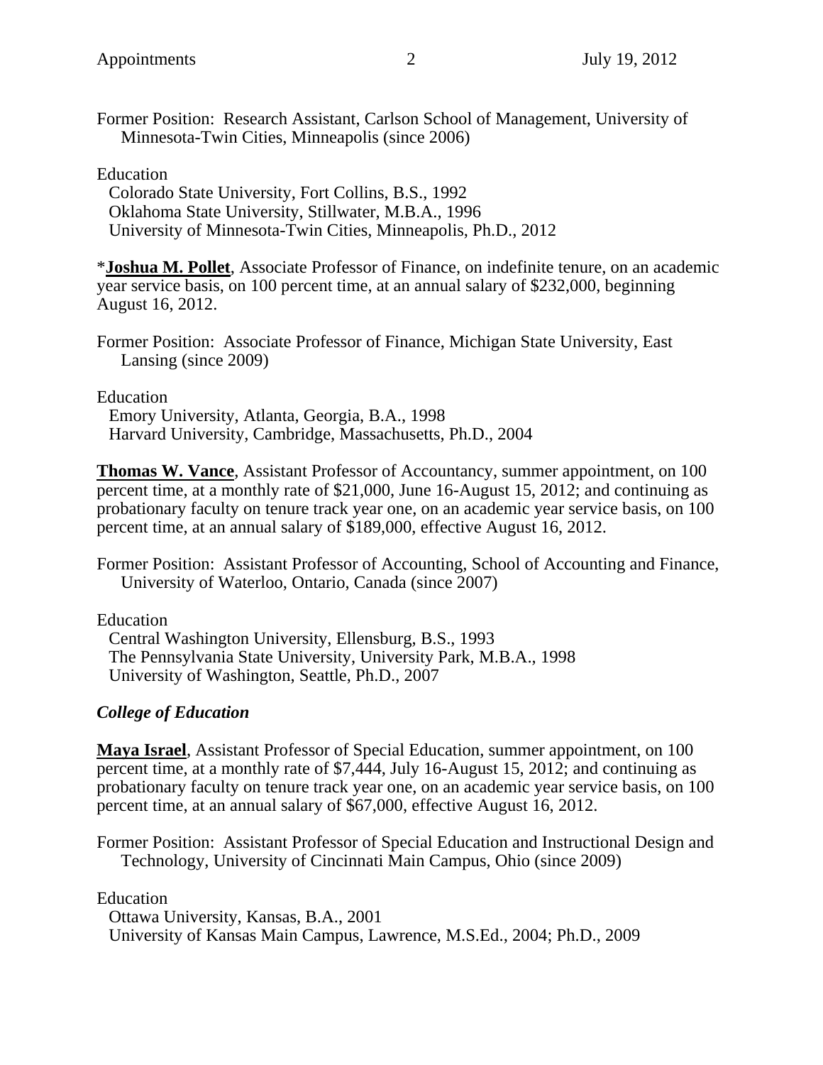Former Position: Research Assistant, Carlson School of Management, University of Minnesota-Twin Cities, Minneapolis (since 2006)

Education
Colorado State University, Fort Collins, B.S., 1992
Oklahoma State University, Stillwater, M.B.A., 1996
University of Minnesota-Twin Cities, Minneapolis, Ph.D., 2012

*<u>**Joshua M. Pollet**</u>, Associate Professor of Finance, on indefinite tenure, on an academic year service basis, on 100 percent time, at an annual salary of $232,000, beginning August 16, 2012.

Former Position: Associate Professor of Finance, Michigan State University, East Lansing (since 2009)

Education
Emory University, Atlanta, Georgia, B.A., 1998
Harvard University, Cambridge, Massachusetts, Ph.D., 2004

<u>**Thomas W. Vance**</u>, Assistant Professor of Accountancy, summer appointment, on 100 percent time, at a monthly rate of $21,000, June 16-August 15, 2012; and continuing as probationary faculty on tenure track year one, on an academic year service basis, on 100 percent time, at an annual salary of $189,000, effective August 16, 2012.

Former Position: Assistant Professor of Accounting, School of Accounting and Finance, University of Waterloo, Ontario, Canada (since 2007)

Education
Central Washington University, Ellensburg, B.S., 1993
The Pennsylvania State University, University Park, M.B.A., 1998
University of Washington, Seattle, Ph.D., 2007

### *College of Education*

<u>**Maya Israel**</u>, Assistant Professor of Special Education, summer appointment, on 100 percent time, at a monthly rate of $7,444, July 16-August 15, 2012; and continuing as probationary faculty on tenure track year one, on an academic year service basis, on 100 percent time, at an annual salary of $67,000, effective August 16, 2012.

Former Position: Assistant Professor of Special Education and Instructional Design and Technology, University of Cincinnati Main Campus, Ohio (since 2009)

Education
Ottawa University, Kansas, B.A., 2001
University of Kansas Main Campus, Lawrence, M.S.Ed., 2004; Ph.D., 2009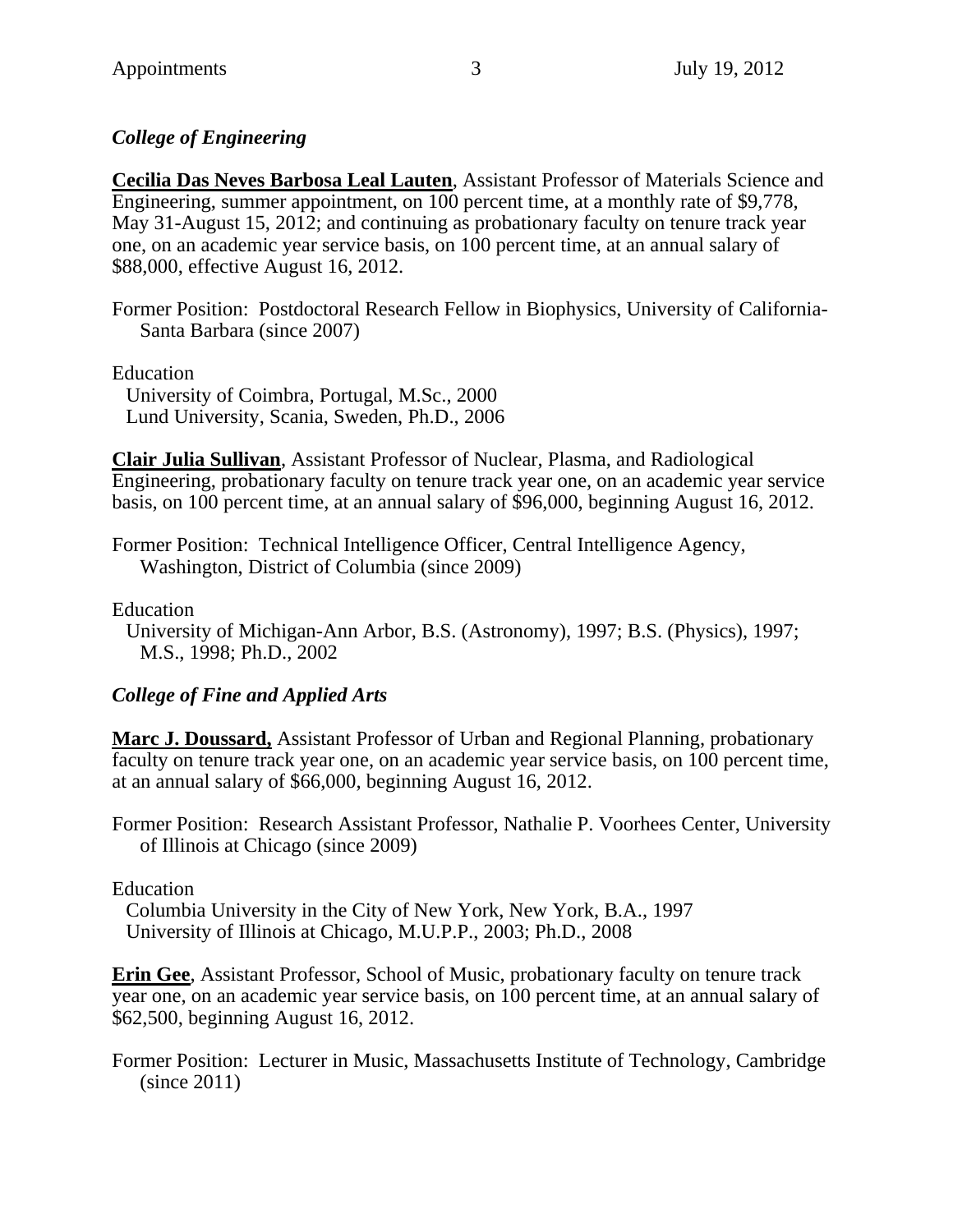### *College of Engineering*

**Cecilia Das Neves Barbosa Leal Lauten**, Assistant Professor of Materials Science and Engineering, summer appointment, on 100 percent time, at a monthly rate of $9,778, May 31-August 15, 2012; and continuing as probationary faculty on tenure track year one, on an academic year service basis, on 100 percent time, at an annual salary of $88,000, effective August 16, 2012.

Former Position: Postdoctoral Research Fellow in Biophysics, University of California-Santa Barbara (since 2007)

Education
University of Coimbra, Portugal, M.Sc., 2000
Lund University, Scania, Sweden, Ph.D., 2006

**Clair Julia Sullivan**, Assistant Professor of Nuclear, Plasma, and Radiological Engineering, probationary faculty on tenure track year one, on an academic year service basis, on 100 percent time, at an annual salary of $96,000, beginning August 16, 2012.

Former Position: Technical Intelligence Officer, Central Intelligence Agency, Washington, District of Columbia (since 2009)

Education
University of Michigan-Ann Arbor, B.S. (Astronomy), 1997; B.S. (Physics), 1997; M.S., 1998; Ph.D., 2002

### *College of Fine and Applied Arts*

**Marc J. Doussard,** Assistant Professor of Urban and Regional Planning, probationary faculty on tenure track year one, on an academic year service basis, on 100 percent time, at an annual salary of $66,000, beginning August 16, 2012.

Former Position: Research Assistant Professor, Nathalie P. Voorhees Center, University of Illinois at Chicago (since 2009)

Education
Columbia University in the City of New York, New York, B.A., 1997
University of Illinois at Chicago, M.U.P.P., 2003; Ph.D., 2008

**Erin Gee**, Assistant Professor, School of Music, probationary faculty on tenure track year one, on an academic year service basis, on 100 percent time, at an annual salary of $62,500, beginning August 16, 2012.

Former Position: Lecturer in Music, Massachusetts Institute of Technology, Cambridge (since 2011)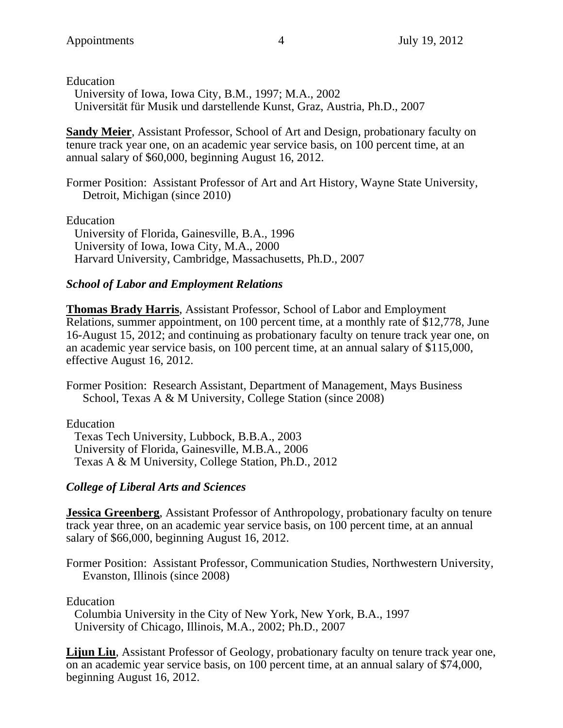Education

University of Iowa, Iowa City, B.M., 1997; M.A., 2002
Universität für Musik und darstellende Kunst, Graz, Austria, Ph.D., 2007

**Sandy Meier**, Assistant Professor, School of Art and Design, probationary faculty on tenure track year one, on an academic year service basis, on 100 percent time, at an annual salary of $60,000, beginning August 16, 2012.

Former Position: Assistant Professor of Art and Art History, Wayne State University, Detroit, Michigan (since 2010)

Education

University of Florida, Gainesville, B.A., 1996
University of Iowa, Iowa City, M.A., 2000
Harvard University, Cambridge, Massachusetts, Ph.D., 2007

### *School of Labor and Employment Relations*

**Thomas Brady Harris**, Assistant Professor, School of Labor and Employment Relations, summer appointment, on 100 percent time, at a monthly rate of $12,778, June 16-August 15, 2012; and continuing as probationary faculty on tenure track year one, on an academic year service basis, on 100 percent time, at an annual salary of $115,000, effective August 16, 2012.

Former Position: Research Assistant, Department of Management, Mays Business School, Texas A & M University, College Station (since 2008)

Education

Texas Tech University, Lubbock, B.B.A., 2003
University of Florida, Gainesville, M.B.A., 2006
Texas A & M University, College Station, Ph.D., 2012

### *College of Liberal Arts and Sciences*

**Jessica Greenberg**, Assistant Professor of Anthropology, probationary faculty on tenure track year three, on an academic year service basis, on 100 percent time, at an annual salary of $66,000, beginning August 16, 2012.

Former Position: Assistant Professor, Communication Studies, Northwestern University, Evanston, Illinois (since 2008)

Education

Columbia University in the City of New York, New York, B.A., 1997
University of Chicago, Illinois, M.A., 2002; Ph.D., 2007

**Lijun Liu**, Assistant Professor of Geology, probationary faculty on tenure track year one, on an academic year service basis, on 100 percent time, at an annual salary of $74,000, beginning August 16, 2012.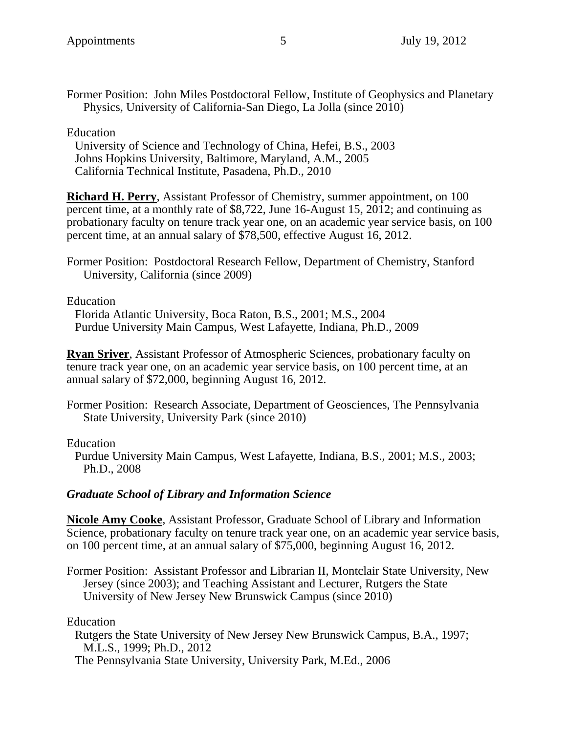Former Position: John Miles Postdoctoral Fellow, Institute of Geophysics and Planetary Physics, University of California-San Diego, La Jolla (since 2010)

Education
- University of Science and Technology of China, Hefei, B.S., 2003
- Johns Hopkins University, Baltimore, Maryland, A.M., 2005
- California Technical Institute, Pasadena, Ph.D., 2010

**Richard H. Perry**, Assistant Professor of Chemistry, summer appointment, on 100 percent time, at a monthly rate of $8,722, June 16-August 15, 2012; and continuing as probationary faculty on tenure track year one, on an academic year service basis, on 100 percent time, at an annual salary of $78,500, effective August 16, 2012.

Former Position: Postdoctoral Research Fellow, Department of Chemistry, Stanford University, California (since 2009)

Education
- Florida Atlantic University, Boca Raton, B.S., 2001; M.S., 2004
- Purdue University Main Campus, West Lafayette, Indiana, Ph.D., 2009

**Ryan Sriver**, Assistant Professor of Atmospheric Sciences, probationary faculty on tenure track year one, on an academic year service basis, on 100 percent time, at an annual salary of $72,000, beginning August 16, 2012.

Former Position: Research Associate, Department of Geosciences, The Pennsylvania State University, University Park (since 2010)

Education
- Purdue University Main Campus, West Lafayette, Indiana, B.S., 2001; M.S., 2003; Ph.D., 2008

***Graduate School of Library and Information Science***

**Nicole Amy Cooke**, Assistant Professor, Graduate School of Library and Information Science, probationary faculty on tenure track year one, on an academic year service basis, on 100 percent time, at an annual salary of $75,000, beginning August 16, 2012.

Former Position: Assistant Professor and Librarian II, Montclair State University, New Jersey (since 2003); and Teaching Assistant and Lecturer, Rutgers the State University of New Jersey New Brunswick Campus (since 2010)

Education
- Rutgers the State University of New Jersey New Brunswick Campus, B.A., 1997; M.L.S., 1999; Ph.D., 2012
- The Pennsylvania State University, University Park, M.Ed., 2006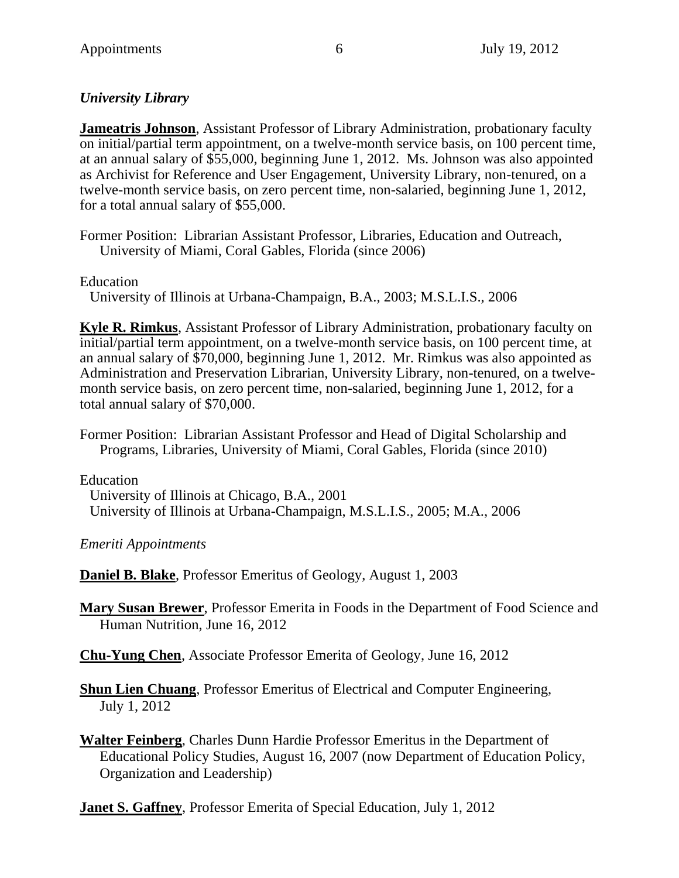*University Library*

**Jameatris Johnson**, Assistant Professor of Library Administration, probationary faculty on initial/partial term appointment, on a twelve-month service basis, on 100 percent time, at an annual salary of $55,000, beginning June 1, 2012. Ms. Johnson was also appointed as Archivist for Reference and User Engagement, University Library, non-tenured, on a twelve-month service basis, on zero percent time, non-salaried, beginning June 1, 2012, for a total annual salary of $55,000.

Former Position: Librarian Assistant Professor, Libraries, Education and Outreach, University of Miami, Coral Gables, Florida (since 2006)

Education
University of Illinois at Urbana-Champaign, B.A., 2003; M.S.L.I.S., 2006

**Kyle R. Rimkus**, Assistant Professor of Library Administration, probationary faculty on initial/partial term appointment, on a twelve-month service basis, on 100 percent time, at an annual salary of $70,000, beginning June 1, 2012. Mr. Rimkus was also appointed as Administration and Preservation Librarian, University Library, non-tenured, on a twelve-month service basis, on zero percent time, non-salaried, beginning June 1, 2012, for a total annual salary of $70,000.

Former Position: Librarian Assistant Professor and Head of Digital Scholarship and Programs, Libraries, University of Miami, Coral Gables, Florida (since 2010)

Education
University of Illinois at Chicago, B.A., 2001
University of Illinois at Urbana-Champaign, M.S.L.I.S., 2005; M.A., 2006

*Emeriti Appointments*

**Daniel B. Blake**, Professor Emeritus of Geology, August 1, 2003

**Mary Susan Brewer**, Professor Emerita in Foods in the Department of Food Science and Human Nutrition, June 16, 2012

**Chu-Yung Chen**, Associate Professor Emerita of Geology, June 16, 2012

**Shun Lien Chuang**, Professor Emeritus of Electrical and Computer Engineering, July 1, 2012

**Walter Feinberg**, Charles Dunn Hardie Professor Emeritus in the Department of Educational Policy Studies, August 16, 2007 (now Department of Education Policy, Organization and Leadership)

**Janet S. Gaffney**, Professor Emerita of Special Education, July 1, 2012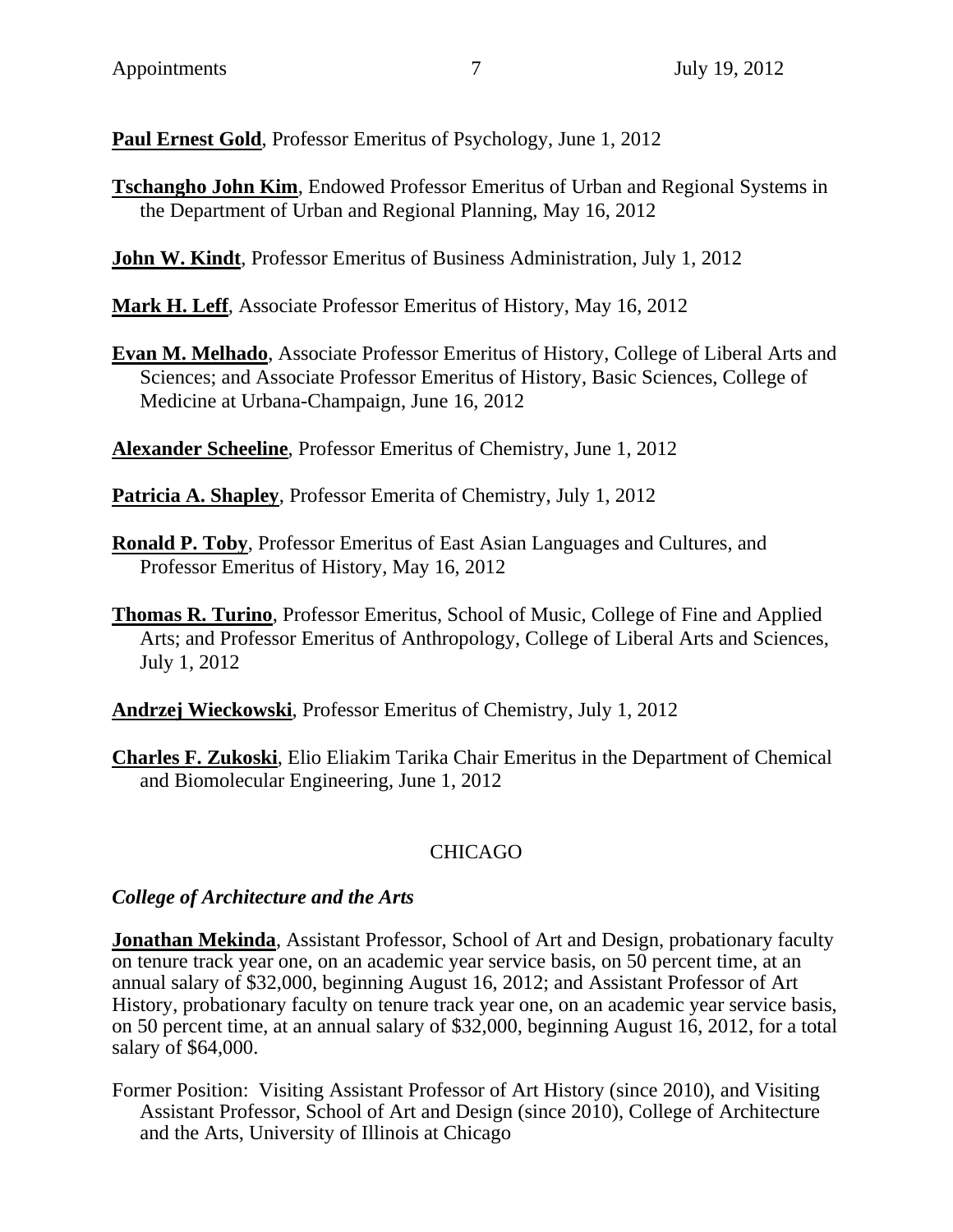**Paul Ernest Gold**, Professor Emeritus of Psychology, June 1, 2012

**Tschangho John Kim**, Endowed Professor Emeritus of Urban and Regional Systems in the Department of Urban and Regional Planning, May 16, 2012

**John W. Kindt**, Professor Emeritus of Business Administration, July 1, 2012

**Mark H. Leff**, Associate Professor Emeritus of History, May 16, 2012

**Evan M. Melhado**, Associate Professor Emeritus of History, College of Liberal Arts and Sciences; and Associate Professor Emeritus of History, Basic Sciences, College of Medicine at Urbana-Champaign, June 16, 2012

**Alexander Scheeline**, Professor Emeritus of Chemistry, June 1, 2012

**Patricia A. Shapley**, Professor Emerita of Chemistry, July 1, 2012

**Ronald P. Toby**, Professor Emeritus of East Asian Languages and Cultures, and Professor Emeritus of History, May 16, 2012

**Thomas R. Turino**, Professor Emeritus, School of Music, College of Fine and Applied Arts; and Professor Emeritus of Anthropology, College of Liberal Arts and Sciences, July 1, 2012

**Andrzej Wieckowski**, Professor Emeritus of Chemistry, July 1, 2012

**Charles F. Zukoski**, Elio Eliakim Tarika Chair Emeritus in the Department of Chemical and Biomolecular Engineering, June 1, 2012

## CHICAGO

### *College of Architecture and the Arts*

**Jonathan Mekinda**, Assistant Professor, School of Art and Design, probationary faculty on tenure track year one, on an academic year service basis, on 50 percent time, at an annual salary of $32,000, beginning August 16, 2012; and Assistant Professor of Art History, probationary faculty on tenure track year one, on an academic year service basis, on 50 percent time, at an annual salary of $32,000, beginning August 16, 2012, for a total salary of $64,000.

Former Position: Visiting Assistant Professor of Art History (since 2010), and Visiting Assistant Professor, School of Art and Design (since 2010), College of Architecture and the Arts, University of Illinois at Chicago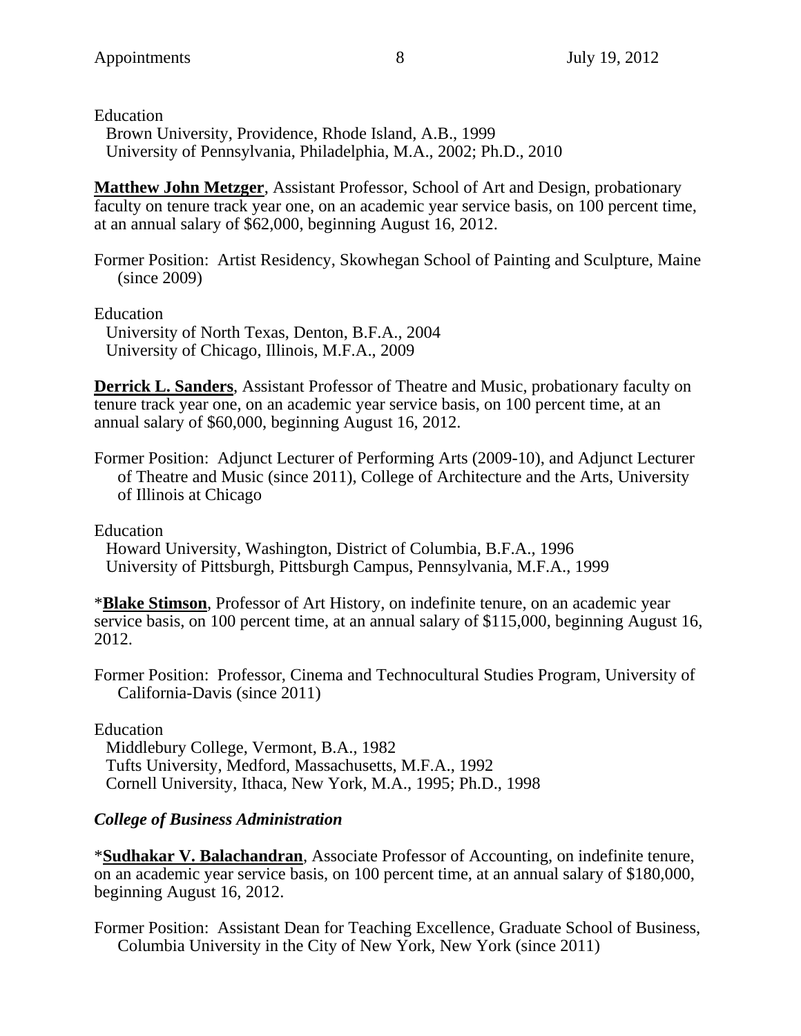Education
Brown University, Providence, Rhode Island, A.B., 1999
University of Pennsylvania, Philadelphia, M.A., 2002; Ph.D., 2010

**Matthew John Metzger**, Assistant Professor, School of Art and Design, probationary faculty on tenure track year one, on an academic year service basis, on 100 percent time, at an annual salary of $62,000, beginning August 16, 2012.

Former Position: Artist Residency, Skowhegan School of Painting and Sculpture, Maine (since 2009)

Education
University of North Texas, Denton, B.F.A., 2004
University of Chicago, Illinois, M.F.A., 2009

**Derrick L. Sanders**, Assistant Professor of Theatre and Music, probationary faculty on tenure track year one, on an academic year service basis, on 100 percent time, at an annual salary of $60,000, beginning August 16, 2012.

Former Position: Adjunct Lecturer of Performing Arts (2009-10), and Adjunct Lecturer of Theatre and Music (since 2011), College of Architecture and the Arts, University of Illinois at Chicago

Education
Howard University, Washington, District of Columbia, B.F.A., 1996
University of Pittsburgh, Pittsburgh Campus, Pennsylvania, M.F.A., 1999

*__Blake Stimson__, Professor of Art History, on indefinite tenure, on an academic year service basis, on 100 percent time, at an annual salary of $115,000, beginning August 16, 2012.

Former Position: Professor, Cinema and Technocultural Studies Program, University of California-Davis (since 2011)

Education
Middlebury College, Vermont, B.A., 1982
Tufts University, Medford, Massachusetts, M.F.A., 1992
Cornell University, Ithaca, New York, M.A., 1995; Ph.D., 1998

***College of Business Administration***

*__Sudhakar V. Balachandran__, Associate Professor of Accounting, on indefinite tenure, on an academic year service basis, on 100 percent time, at an annual salary of $180,000, beginning August 16, 2012.

Former Position: Assistant Dean for Teaching Excellence, Graduate School of Business, Columbia University in the City of New York, New York (since 2011)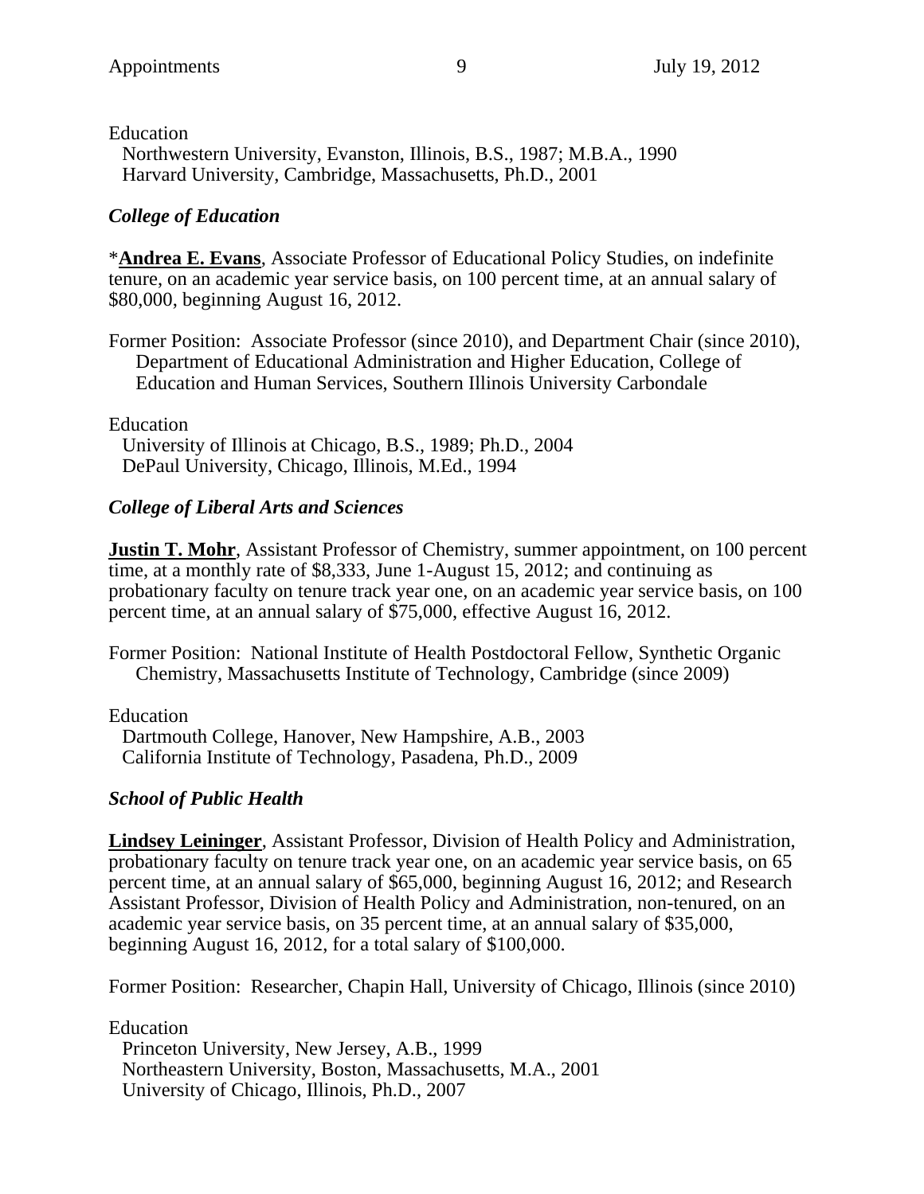Education

Northwestern University, Evanston, Illinois, B.S., 1987; M.B.A., 1990
Harvard University, Cambridge, Massachusetts, Ph.D., 2001

### *College of Education*

*<u>**Andrea E. Evans**</u>, Associate Professor of Educational Policy Studies, on indefinite tenure, on an academic year service basis, on 100 percent time, at an annual salary of $80,000, beginning August 16, 2012.

Former Position: Associate Professor (since 2010), and Department Chair (since 2010), Department of Educational Administration and Higher Education, College of Education and Human Services, Southern Illinois University Carbondale

Education

University of Illinois at Chicago, B.S., 1989; Ph.D., 2004
DePaul University, Chicago, Illinois, M.Ed., 1994

### *College of Liberal Arts and Sciences*

<u>**Justin T. Mohr**</u>, Assistant Professor of Chemistry, summer appointment, on 100 percent time, at a monthly rate of $8,333, June 1-August 15, 2012; and continuing as probationary faculty on tenure track year one, on an academic year service basis, on 100 percent time, at an annual salary of $75,000, effective August 16, 2012.

Former Position: National Institute of Health Postdoctoral Fellow, Synthetic Organic Chemistry, Massachusetts Institute of Technology, Cambridge (since 2009)

Education

Dartmouth College, Hanover, New Hampshire, A.B., 2003
California Institute of Technology, Pasadena, Ph.D., 2009

### *School of Public Health*

<u>**Lindsey Leininger**</u>, Assistant Professor, Division of Health Policy and Administration, probationary faculty on tenure track year one, on an academic year service basis, on 65 percent time, at an annual salary of $65,000, beginning August 16, 2012; and Research Assistant Professor, Division of Health Policy and Administration, non-tenured, on an academic year service basis, on 35 percent time, at an annual salary of $35,000, beginning August 16, 2012, for a total salary of $100,000.

Former Position: Researcher, Chapin Hall, University of Chicago, Illinois (since 2010)

Education

Princeton University, New Jersey, A.B., 1999
Northeastern University, Boston, Massachusetts, M.A., 2001
University of Chicago, Illinois, Ph.D., 2007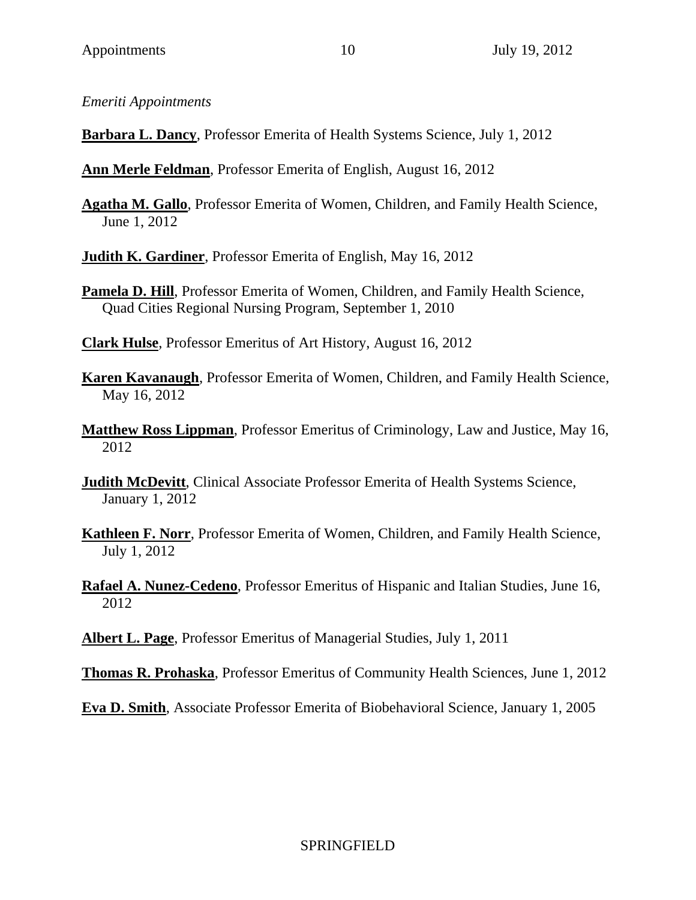*Emeriti Appointments*

**Barbara L. Dancy**, Professor Emerita of Health Systems Science, July 1, 2012

**Ann Merle Feldman**, Professor Emerita of English, August 16, 2012

**Agatha M. Gallo**, Professor Emerita of Women, Children, and Family Health Science, June 1, 2012

**Judith K. Gardiner**, Professor Emerita of English, May 16, 2012

**Pamela D. Hill**, Professor Emerita of Women, Children, and Family Health Science, Quad Cities Regional Nursing Program, September 1, 2010

**Clark Hulse**, Professor Emeritus of Art History, August 16, 2012

**Karen Kavanaugh**, Professor Emerita of Women, Children, and Family Health Science, May 16, 2012

**Matthew Ross Lippman**, Professor Emeritus of Criminology, Law and Justice, May 16, 2012

**Judith McDevitt**, Clinical Associate Professor Emerita of Health Systems Science, January 1, 2012

**Kathleen F. Norr**, Professor Emerita of Women, Children, and Family Health Science, July 1, 2012

**Rafael A. Nunez-Cedeno**, Professor Emeritus of Hispanic and Italian Studies, June 16, 2012

**Albert L. Page**, Professor Emeritus of Managerial Studies, July 1, 2011

**Thomas R. Prohaska**, Professor Emeritus of Community Health Sciences, June 1, 2012

**Eva D. Smith**, Associate Professor Emerita of Biobehavioral Science, January 1, 2005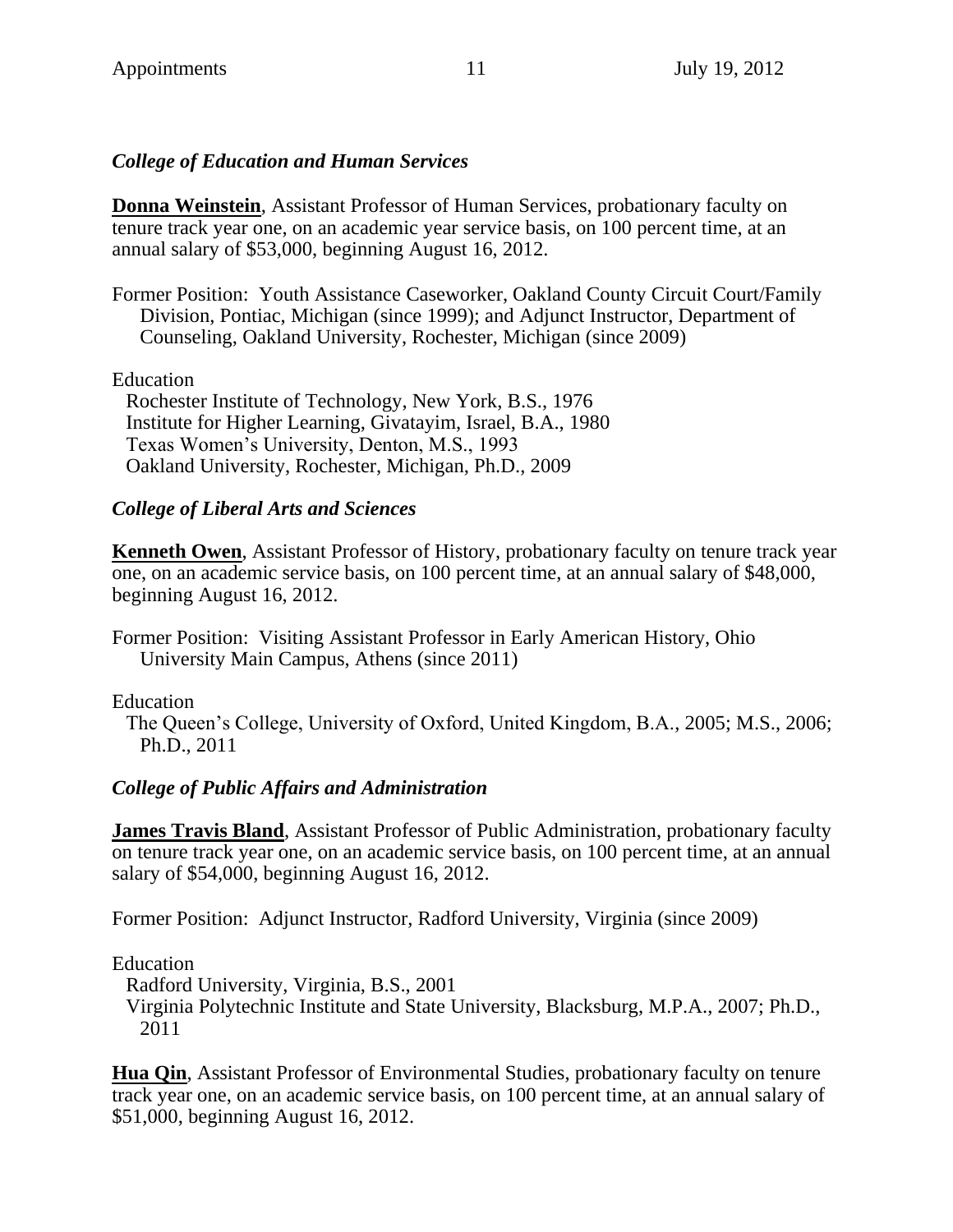### *College of Education and Human Services*

**Donna Weinstein**, Assistant Professor of Human Services, probationary faculty on tenure track year one, on an academic year service basis, on 100 percent time, at an annual salary of $53,000, beginning August 16, 2012.

Former Position: Youth Assistance Caseworker, Oakland County Circuit Court/Family Division, Pontiac, Michigan (since 1999); and Adjunct Instructor, Department of Counseling, Oakland University, Rochester, Michigan (since 2009)

Education
- Rochester Institute of Technology, New York, B.S., 1976
- Institute for Higher Learning, Givatayim, Israel, B.A., 1980
- Texas Women's University, Denton, M.S., 1993
- Oakland University, Rochester, Michigan, Ph.D., 2009

### *College of Liberal Arts and Sciences*

**Kenneth Owen**, Assistant Professor of History, probationary faculty on tenure track year one, on an academic service basis, on 100 percent time, at an annual salary of $48,000, beginning August 16, 2012.

Former Position: Visiting Assistant Professor in Early American History, Ohio University Main Campus, Athens (since 2011)

Education
- The Queen's College, University of Oxford, United Kingdom, B.A., 2005; M.S., 2006; Ph.D., 2011

### *College of Public Affairs and Administration*

**James Travis Bland**, Assistant Professor of Public Administration, probationary faculty on tenure track year one, on an academic service basis, on 100 percent time, at an annual salary of $54,000, beginning August 16, 2012.

Former Position: Adjunct Instructor, Radford University, Virginia (since 2009)

Education
- Radford University, Virginia, B.S., 2001
- Virginia Polytechnic Institute and State University, Blacksburg, M.P.A., 2007; Ph.D., 2011

**Hua Qin**, Assistant Professor of Environmental Studies, probationary faculty on tenure track year one, on an academic service basis, on 100 percent time, at an annual salary of $51,000, beginning August 16, 2012.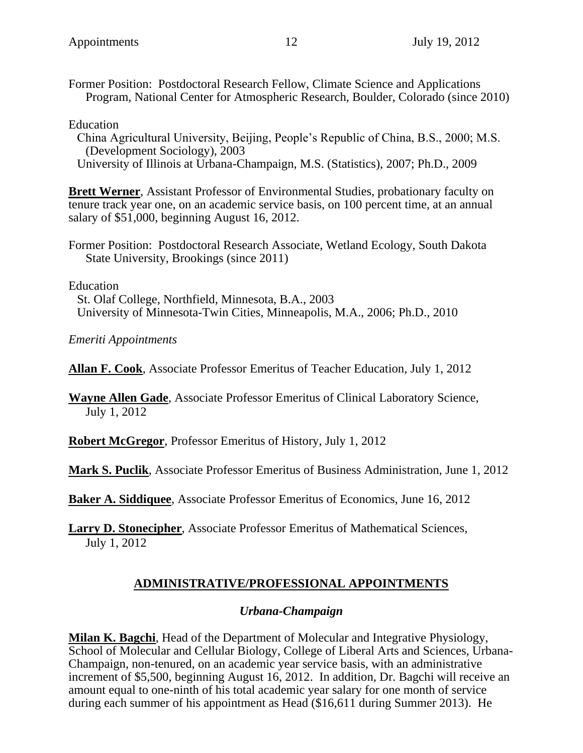Former Position: Postdoctoral Research Fellow, Climate Science and Applications Program, National Center for Atmospheric Research, Boulder, Colorado (since 2010)

Education
China Agricultural University, Beijing, People's Republic of China, B.S., 2000; M.S. (Development Sociology), 2003
University of Illinois at Urbana-Champaign, M.S. (Statistics), 2007; Ph.D., 2009

**Brett Werner**, Assistant Professor of Environmental Studies, probationary faculty on tenure track year one, on an academic service basis, on 100 percent time, at an annual salary of $51,000, beginning August 16, 2012.

Former Position: Postdoctoral Research Associate, Wetland Ecology, South Dakota State University, Brookings (since 2011)

Education
St. Olaf College, Northfield, Minnesota, B.A., 2003
University of Minnesota-Twin Cities, Minneapolis, M.A., 2006; Ph.D., 2010

*Emeriti Appointments*

**Allan F. Cook**, Associate Professor Emeritus of Teacher Education, July 1, 2012

**Wayne Allen Gade**, Associate Professor Emeritus of Clinical Laboratory Science, July 1, 2012

**Robert McGregor**, Professor Emeritus of History, July 1, 2012

**Mark S. Puclik**, Associate Professor Emeritus of Business Administration, June 1, 2012

**Baker A. Siddiquee**, Associate Professor Emeritus of Economics, June 16, 2012

**Larry D. Stonecipher**, Associate Professor Emeritus of Mathematical Sciences, July 1, 2012

## ADMINISTRATIVE/PROFESSIONAL APPOINTMENTS

### *Urbana-Champaign*

**Milan K. Bagchi**, Head of the Department of Molecular and Integrative Physiology, School of Molecular and Cellular Biology, College of Liberal Arts and Sciences, Urbana-Champaign, non-tenured, on an academic year service basis, with an administrative increment of $5,500, beginning August 16, 2012. In addition, Dr. Bagchi will receive an amount equal to one-ninth of his total academic year salary for one month of service during each summer of his appointment as Head ($16,611 during Summer 2013). He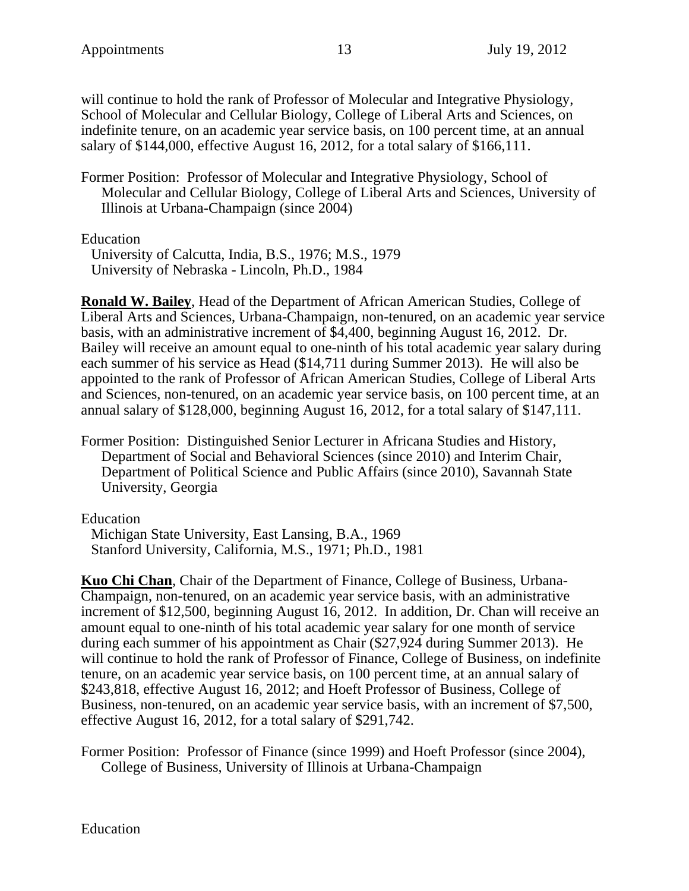will continue to hold the rank of Professor of Molecular and Integrative Physiology, School of Molecular and Cellular Biology, College of Liberal Arts and Sciences, on indefinite tenure, on an academic year service basis, on 100 percent time, at an annual salary of $144,000, effective August 16, 2012, for a total salary of $166,111.

Former Position: Professor of Molecular and Integrative Physiology, School of Molecular and Cellular Biology, College of Liberal Arts and Sciences, University of Illinois at Urbana-Champaign (since 2004)

Education
University of Calcutta, India, B.S., 1976; M.S., 1979
University of Nebraska - Lincoln, Ph.D., 1984

**Ronald W. Bailey**, Head of the Department of African American Studies, College of Liberal Arts and Sciences, Urbana-Champaign, non-tenured, on an academic year service basis, with an administrative increment of $4,400, beginning August 16, 2012. Dr. Bailey will receive an amount equal to one-ninth of his total academic year salary during each summer of his service as Head ($14,711 during Summer 2013). He will also be appointed to the rank of Professor of African American Studies, College of Liberal Arts and Sciences, non-tenured, on an academic year service basis, on 100 percent time, at an annual salary of $128,000, beginning August 16, 2012, for a total salary of $147,111.

Former Position: Distinguished Senior Lecturer in Africana Studies and History, Department of Social and Behavioral Sciences (since 2010) and Interim Chair, Department of Political Science and Public Affairs (since 2010), Savannah State University, Georgia

Education
Michigan State University, East Lansing, B.A., 1969
Stanford University, California, M.S., 1971; Ph.D., 1981

**Kuo Chi Chan**, Chair of the Department of Finance, College of Business, Urbana-Champaign, non-tenured, on an academic year service basis, with an administrative increment of $12,500, beginning August 16, 2012. In addition, Dr. Chan will receive an amount equal to one-ninth of his total academic year salary for one month of service during each summer of his appointment as Chair ($27,924 during Summer 2013). He will continue to hold the rank of Professor of Finance, College of Business, on indefinite tenure, on an academic year service basis, on 100 percent time, at an annual salary of $243,818, effective August 16, 2012; and Hoeft Professor of Business, College of Business, non-tenured, on an academic year service basis, with an increment of $7,500, effective August 16, 2012, for a total salary of $291,742.

Former Position: Professor of Finance (since 1999) and Hoeft Professor (since 2004), College of Business, University of Illinois at Urbana-Champaign

Education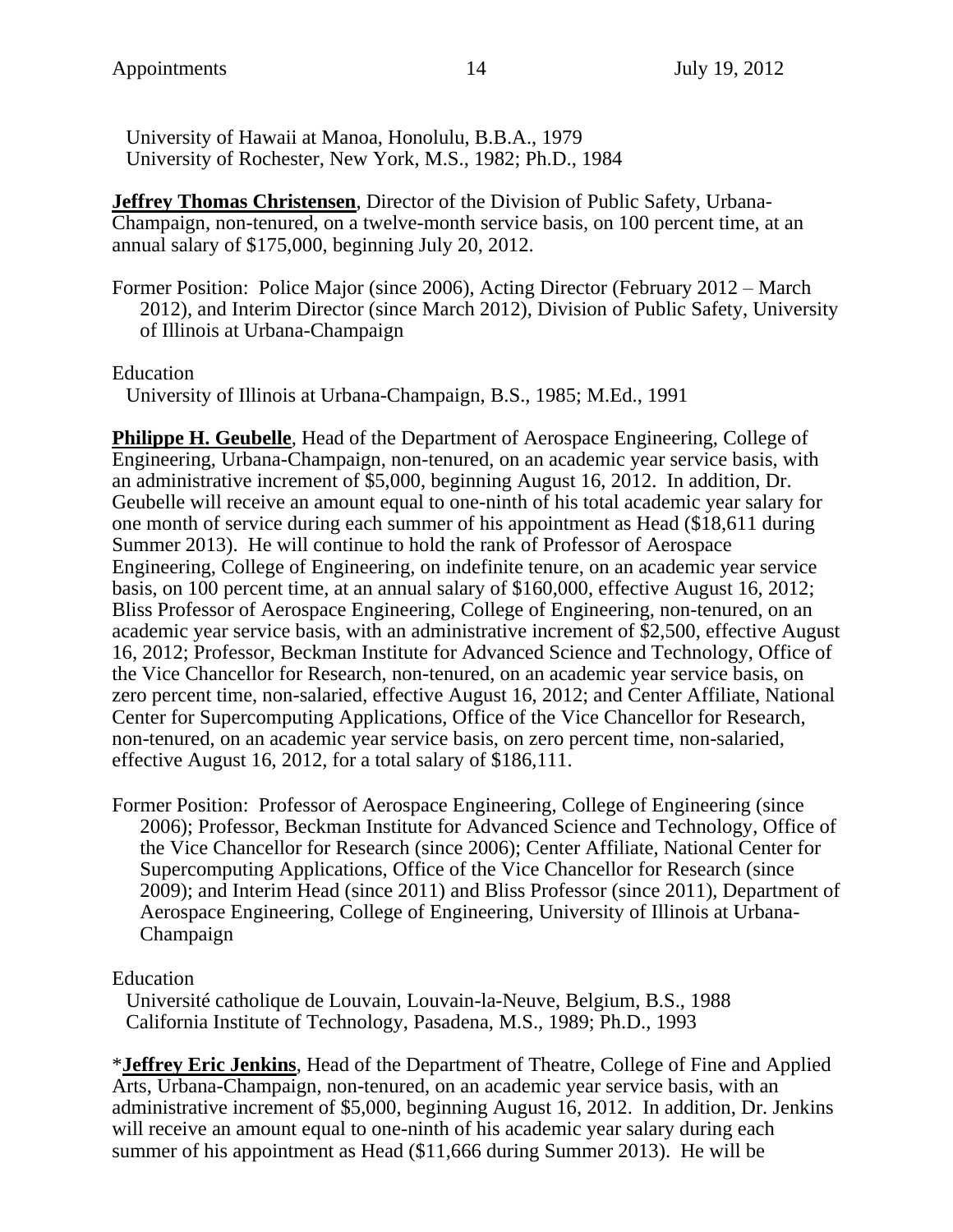University of Hawaii at Manoa, Honolulu, B.B.A., 1979
University of Rochester, New York, M.S., 1982; Ph.D., 1984

**Jeffrey Thomas Christensen**, Director of the Division of Public Safety, Urbana-Champaign, non-tenured, on a twelve-month service basis, on 100 percent time, at an annual salary of $175,000, beginning July 20, 2012.

Former Position: Police Major (since 2006), Acting Director (February 2012 – March 2012), and Interim Director (since March 2012), Division of Public Safety, University of Illinois at Urbana-Champaign

Education
University of Illinois at Urbana-Champaign, B.S., 1985; M.Ed., 1991

**Philippe H. Geubelle**, Head of the Department of Aerospace Engineering, College of Engineering, Urbana-Champaign, non-tenured, on an academic year service basis, with an administrative increment of $5,000, beginning August 16, 2012. In addition, Dr. Geubelle will receive an amount equal to one-ninth of his total academic year salary for one month of service during each summer of his appointment as Head ($18,611 during Summer 2013). He will continue to hold the rank of Professor of Aerospace Engineering, College of Engineering, on indefinite tenure, on an academic year service basis, on 100 percent time, at an annual salary of $160,000, effective August 16, 2012; Bliss Professor of Aerospace Engineering, College of Engineering, non-tenured, on an academic year service basis, with an administrative increment of $2,500, effective August 16, 2012; Professor, Beckman Institute for Advanced Science and Technology, Office of the Vice Chancellor for Research, non-tenured, on an academic year service basis, on zero percent time, non-salaried, effective August 16, 2012; and Center Affiliate, National Center for Supercomputing Applications, Office of the Vice Chancellor for Research, non-tenured, on an academic year service basis, on zero percent time, non-salaried, effective August 16, 2012, for a total salary of $186,111.

Former Position: Professor of Aerospace Engineering, College of Engineering (since 2006); Professor, Beckman Institute for Advanced Science and Technology, Office of the Vice Chancellor for Research (since 2006); Center Affiliate, National Center for Supercomputing Applications, Office of the Vice Chancellor for Research (since 2009); and Interim Head (since 2011) and Bliss Professor (since 2011), Department of Aerospace Engineering, College of Engineering, University of Illinois at Urbana-Champaign

Education
Université catholique de Louvain, Louvain-la-Neuve, Belgium, B.S., 1988
California Institute of Technology, Pasadena, M.S., 1989; Ph.D., 1993

*__Jeffrey Eric Jenkins__, Head of the Department of Theatre, College of Fine and Applied Arts, Urbana-Champaign, non-tenured, on an academic year service basis, with an administrative increment of $5,000, beginning August 16, 2012. In addition, Dr. Jenkins will receive an amount equal to one-ninth of his academic year salary during each summer of his appointment as Head ($11,666 during Summer 2013). He will be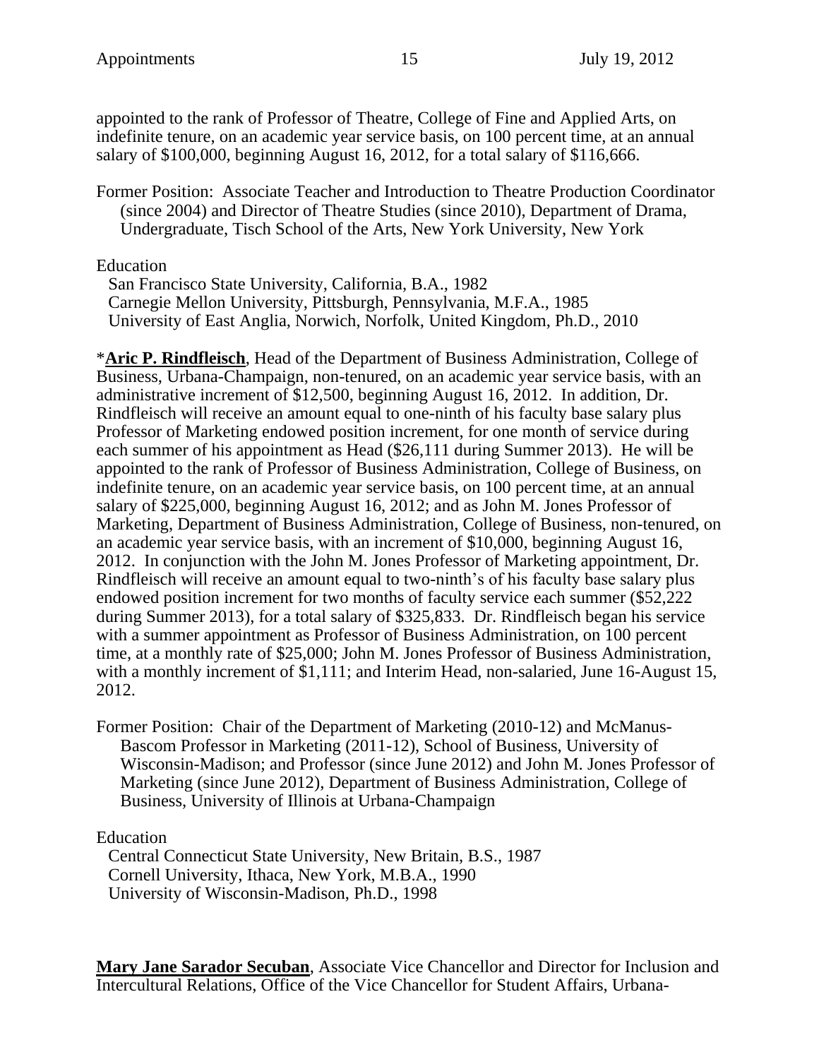appointed to the rank of Professor of Theatre, College of Fine and Applied Arts, on indefinite tenure, on an academic year service basis, on 100 percent time, at an annual salary of $100,000, beginning August 16, 2012, for a total salary of $116,666.

Former Position: Associate Teacher and Introduction to Theatre Production Coordinator (since 2004) and Director of Theatre Studies (since 2010), Department of Drama, Undergraduate, Tisch School of the Arts, New York University, New York

Education
San Francisco State University, California, B.A., 1982
Carnegie Mellon University, Pittsburgh, Pennsylvania, M.F.A., 1985
University of East Anglia, Norwich, Norfolk, United Kingdom, Ph.D., 2010

*__Aric P. Rindfleisch__, Head of the Department of Business Administration, College of Business, Urbana-Champaign, non-tenured, on an academic year service basis, with an administrative increment of $12,500, beginning August 16, 2012. In addition, Dr. Rindfleisch will receive an amount equal to one-ninth of his faculty base salary plus Professor of Marketing endowed position increment, for one month of service during each summer of his appointment as Head ($26,111 during Summer 2013). He will be appointed to the rank of Professor of Business Administration, College of Business, on indefinite tenure, on an academic year service basis, on 100 percent time, at an annual salary of $225,000, beginning August 16, 2012; and as John M. Jones Professor of Marketing, Department of Business Administration, College of Business, non-tenured, on an academic year service basis, with an increment of $10,000, beginning August 16, 2012. In conjunction with the John M. Jones Professor of Marketing appointment, Dr. Rindfleisch will receive an amount equal to two-ninth's of his faculty base salary plus endowed position increment for two months of faculty service each summer ($52,222 during Summer 2013), for a total salary of $325,833. Dr. Rindfleisch began his service with a summer appointment as Professor of Business Administration, on 100 percent time, at a monthly rate of $25,000; John M. Jones Professor of Business Administration, with a monthly increment of $1,111; and Interim Head, non-salaried, June 16-August 15, 2012.

Former Position: Chair of the Department of Marketing (2010-12) and McManus-Bascom Professor in Marketing (2011-12), School of Business, University of Wisconsin-Madison; and Professor (since June 2012) and John M. Jones Professor of Marketing (since June 2012), Department of Business Administration, College of Business, University of Illinois at Urbana-Champaign

Education
Central Connecticut State University, New Britain, B.S., 1987
Cornell University, Ithaca, New York, M.B.A., 1990
University of Wisconsin-Madison, Ph.D., 1998

**Mary Jane Sarador Secuban**, Associate Vice Chancellor and Director for Inclusion and Intercultural Relations, Office of the Vice Chancellor for Student Affairs, Urbana-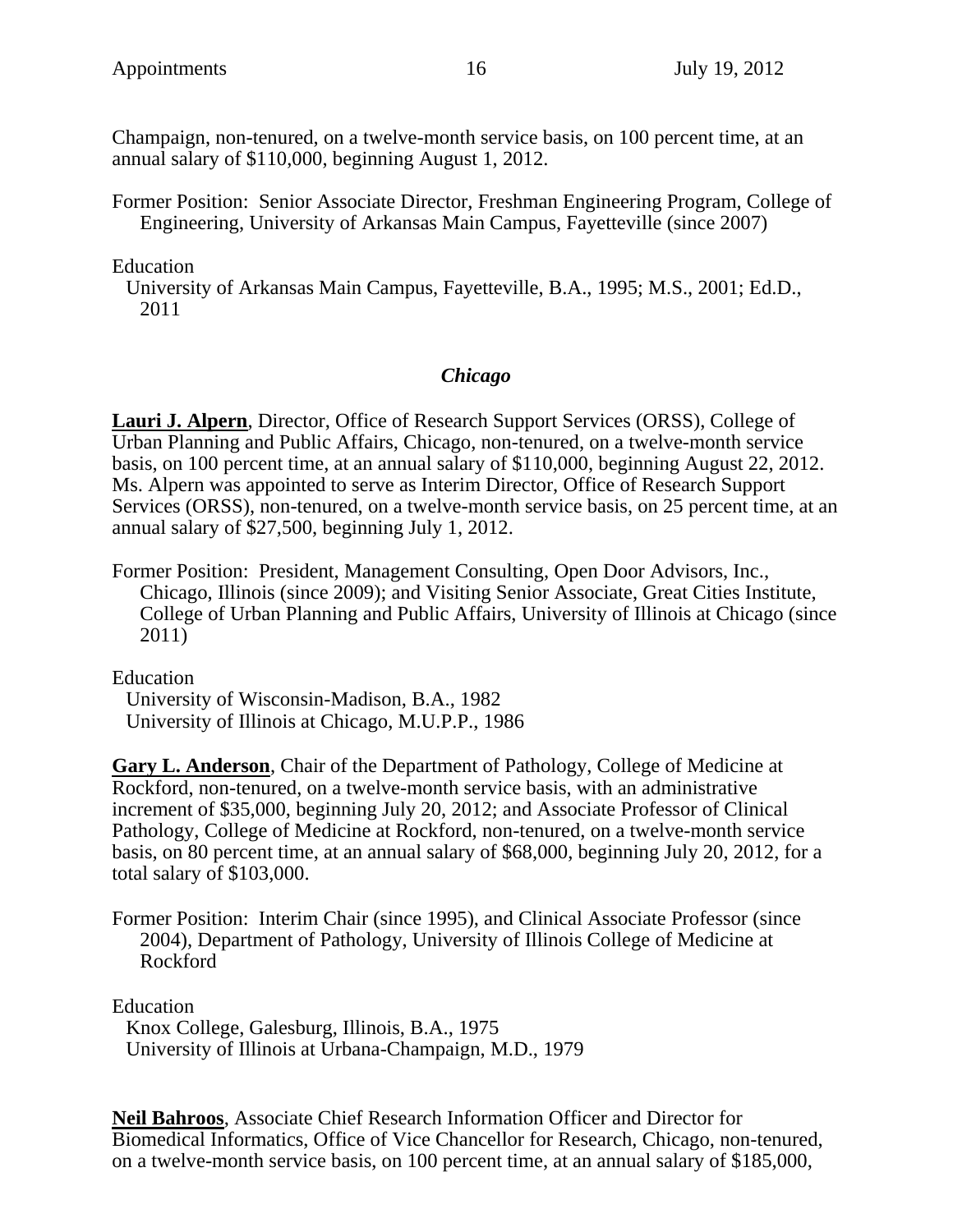Champaign, non-tenured, on a twelve-month service basis, on 100 percent time, at an annual salary of $110,000, beginning August 1, 2012.

Former Position: Senior Associate Director, Freshman Engineering Program, College of Engineering, University of Arkansas Main Campus, Fayetteville (since 2007)

Education
University of Arkansas Main Campus, Fayetteville, B.A., 1995; M.S., 2001; Ed.D., 2011

### *Chicago*

**Lauri J. Alpern**, Director, Office of Research Support Services (ORSS), College of Urban Planning and Public Affairs, Chicago, non-tenured, on a twelve-month service basis, on 100 percent time, at an annual salary of $110,000, beginning August 22, 2012. Ms. Alpern was appointed to serve as Interim Director, Office of Research Support Services (ORSS), non-tenured, on a twelve-month service basis, on 25 percent time, at an annual salary of $27,500, beginning July 1, 2012.

Former Position: President, Management Consulting, Open Door Advisors, Inc., Chicago, Illinois (since 2009); and Visiting Senior Associate, Great Cities Institute, College of Urban Planning and Public Affairs, University of Illinois at Chicago (since 2011)

Education
University of Wisconsin-Madison, B.A., 1982
University of Illinois at Chicago, M.U.P.P., 1986

**Gary L. Anderson**, Chair of the Department of Pathology, College of Medicine at Rockford, non-tenured, on a twelve-month service basis, with an administrative increment of $35,000, beginning July 20, 2012; and Associate Professor of Clinical Pathology, College of Medicine at Rockford, non-tenured, on a twelve-month service basis, on 80 percent time, at an annual salary of $68,000, beginning July 20, 2012, for a total salary of $103,000.

Former Position: Interim Chair (since 1995), and Clinical Associate Professor (since 2004), Department of Pathology, University of Illinois College of Medicine at Rockford

Education
Knox College, Galesburg, Illinois, B.A., 1975
University of Illinois at Urbana-Champaign, M.D., 1979

**Neil Bahroos**, Associate Chief Research Information Officer and Director for Biomedical Informatics, Office of Vice Chancellor for Research, Chicago, non-tenured, on a twelve-month service basis, on 100 percent time, at an annual salary of $185,000,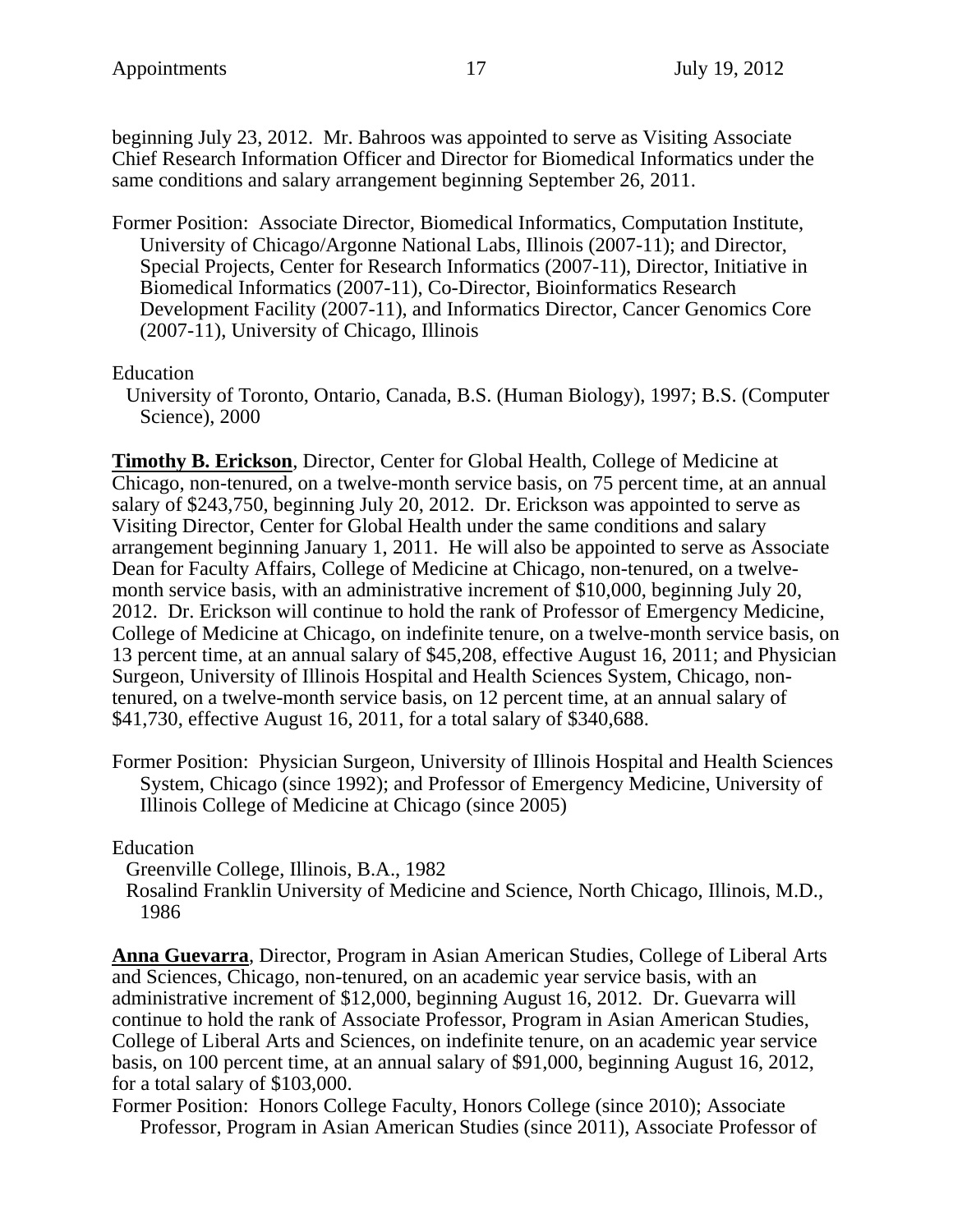beginning July 23, 2012. Mr. Bahroos was appointed to serve as Visiting Associate Chief Research Information Officer and Director for Biomedical Informatics under the same conditions and salary arrangement beginning September 26, 2011.

Former Position: Associate Director, Biomedical Informatics, Computation Institute, University of Chicago/Argonne National Labs, Illinois (2007-11); and Director, Special Projects, Center for Research Informatics (2007-11), Director, Initiative in Biomedical Informatics (2007-11), Co-Director, Bioinformatics Research Development Facility (2007-11), and Informatics Director, Cancer Genomics Core (2007-11), University of Chicago, Illinois

Education
University of Toronto, Ontario, Canada, B.S. (Human Biology), 1997; B.S. (Computer Science), 2000

**Timothy B. Erickson**, Director, Center for Global Health, College of Medicine at Chicago, non-tenured, on a twelve-month service basis, on 75 percent time, at an annual salary of $243,750, beginning July 20, 2012. Dr. Erickson was appointed to serve as Visiting Director, Center for Global Health under the same conditions and salary arrangement beginning January 1, 2011. He will also be appointed to serve as Associate Dean for Faculty Affairs, College of Medicine at Chicago, non-tenured, on a twelve-month service basis, with an administrative increment of $10,000, beginning July 20, 2012. Dr. Erickson will continue to hold the rank of Professor of Emergency Medicine, College of Medicine at Chicago, on indefinite tenure, on a twelve-month service basis, on 13 percent time, at an annual salary of $45,208, effective August 16, 2011; and Physician Surgeon, University of Illinois Hospital and Health Sciences System, Chicago, non-tenured, on a twelve-month service basis, on 12 percent time, at an annual salary of $41,730, effective August 16, 2011, for a total salary of $340,688.

Former Position: Physician Surgeon, University of Illinois Hospital and Health Sciences System, Chicago (since 1992); and Professor of Emergency Medicine, University of Illinois College of Medicine at Chicago (since 2005)

Education
Greenville College, Illinois, B.A., 1982
Rosalind Franklin University of Medicine and Science, North Chicago, Illinois, M.D., 1986

**Anna Guevarra**, Director, Program in Asian American Studies, College of Liberal Arts and Sciences, Chicago, non-tenured, on an academic year service basis, with an administrative increment of $12,000, beginning August 16, 2012. Dr. Guevarra will continue to hold the rank of Associate Professor, Program in Asian American Studies, College of Liberal Arts and Sciences, on indefinite tenure, on an academic year service basis, on 100 percent time, at an annual salary of $91,000, beginning August 16, 2012, for a total salary of $103,000.

Former Position: Honors College Faculty, Honors College (since 2010); Associate Professor, Program in Asian American Studies (since 2011), Associate Professor of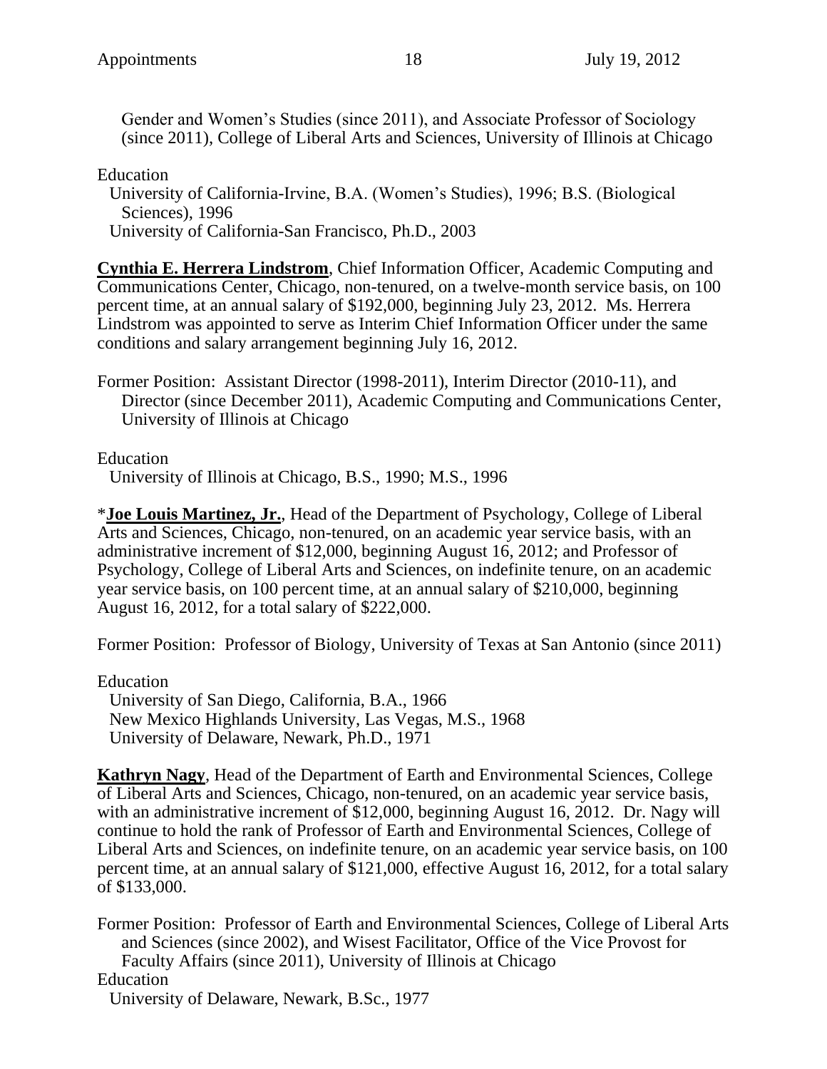Gender and Women's Studies (since 2011), and Associate Professor of Sociology (since 2011), College of Liberal Arts and Sciences, University of Illinois at Chicago

Education
University of California-Irvine, B.A. (Women's Studies), 1996; B.S. (Biological Sciences), 1996
University of California-San Francisco, Ph.D., 2003

**Cynthia E. Herrera Lindstrom**, Chief Information Officer, Academic Computing and Communications Center, Chicago, non-tenured, on a twelve-month service basis, on 100 percent time, at an annual salary of $192,000, beginning July 23, 2012. Ms. Herrera Lindstrom was appointed to serve as Interim Chief Information Officer under the same conditions and salary arrangement beginning July 16, 2012.

Former Position: Assistant Director (1998-2011), Interim Director (2010-11), and Director (since December 2011), Academic Computing and Communications Center, University of Illinois at Chicago

Education
University of Illinois at Chicago, B.S., 1990; M.S., 1996

*__Joe Louis Martinez, Jr.__, Head of the Department of Psychology, College of Liberal Arts and Sciences, Chicago, non-tenured, on an academic year service basis, with an administrative increment of $12,000, beginning August 16, 2012; and Professor of Psychology, College of Liberal Arts and Sciences, on indefinite tenure, on an academic year service basis, on 100 percent time, at an annual salary of $210,000, beginning August 16, 2012, for a total salary of $222,000.

Former Position: Professor of Biology, University of Texas at San Antonio (since 2011)

Education
University of San Diego, California, B.A., 1966
New Mexico Highlands University, Las Vegas, M.S., 1968
University of Delaware, Newark, Ph.D., 1971

**Kathryn Nagy**, Head of the Department of Earth and Environmental Sciences, College of Liberal Arts and Sciences, Chicago, non-tenured, on an academic year service basis, with an administrative increment of $12,000, beginning August 16, 2012. Dr. Nagy will continue to hold the rank of Professor of Earth and Environmental Sciences, College of Liberal Arts and Sciences, on indefinite tenure, on an academic year service basis, on 100 percent time, at an annual salary of $121,000, effective August 16, 2012, for a total salary of $133,000.

Former Position: Professor of Earth and Environmental Sciences, College of Liberal Arts and Sciences (since 2002), and Wisest Facilitator, Office of the Vice Provost for Faculty Affairs (since 2011), University of Illinois at Chicago

Education
University of Delaware, Newark, B.Sc., 1977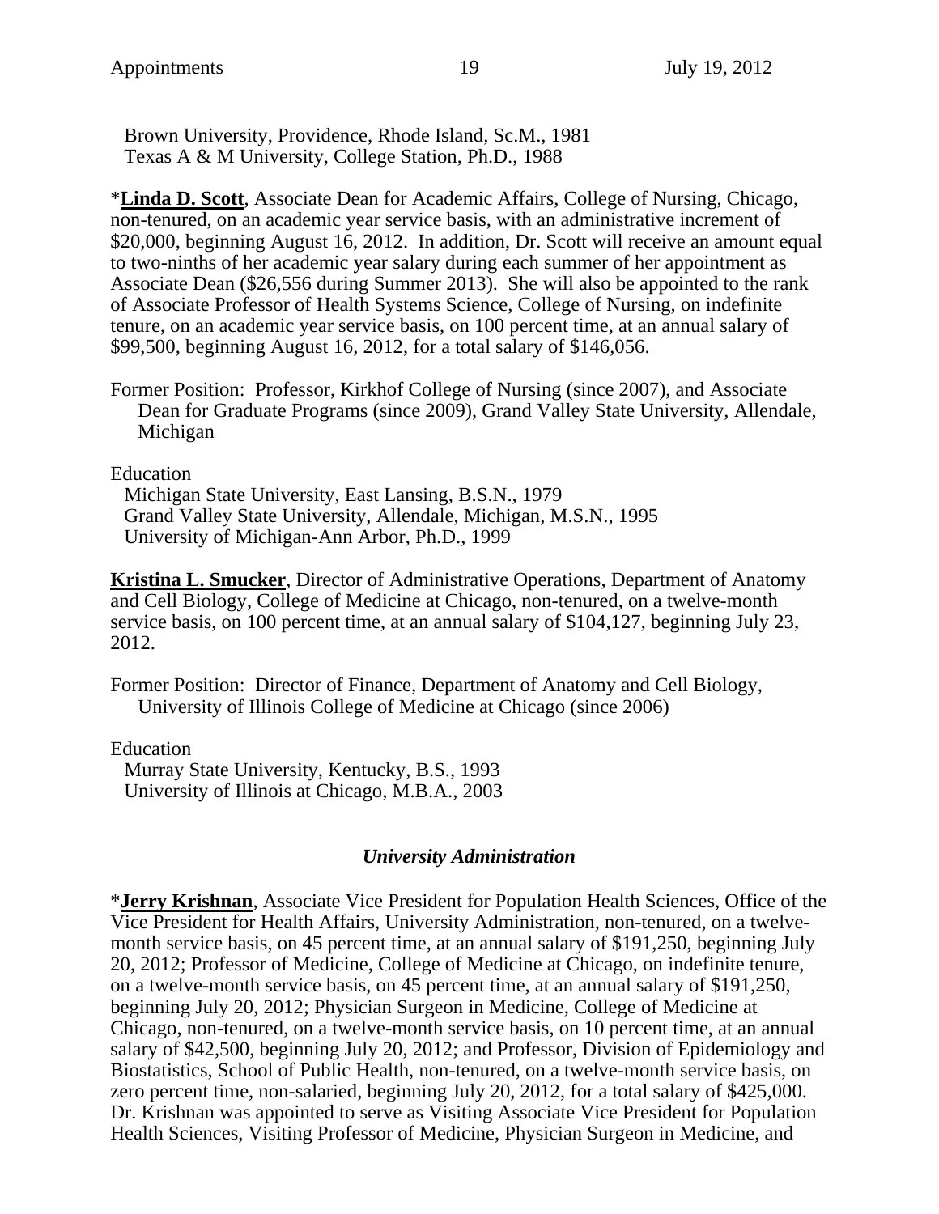Brown University, Providence, Rhode Island, Sc.M., 1981
Texas A & M University, College Station, Ph.D., 1988

*__Linda D. Scott__, Associate Dean for Academic Affairs, College of Nursing, Chicago, non-tenured, on an academic year service basis, with an administrative increment of $20,000, beginning August 16, 2012. In addition, Dr. Scott will receive an amount equal to two-ninths of her academic year salary during each summer of her appointment as Associate Dean ($26,556 during Summer 2013). She will also be appointed to the rank of Associate Professor of Health Systems Science, College of Nursing, on indefinite tenure, on an academic year service basis, on 100 percent time, at an annual salary of $99,500, beginning August 16, 2012, for a total salary of $146,056.

Former Position: Professor, Kirkhof College of Nursing (since 2007), and Associate Dean for Graduate Programs (since 2009), Grand Valley State University, Allendale, Michigan

Education
Michigan State University, East Lansing, B.S.N., 1979
Grand Valley State University, Allendale, Michigan, M.S.N., 1995
University of Michigan-Ann Arbor, Ph.D., 1999

__Kristina L. Smucker__, Director of Administrative Operations, Department of Anatomy and Cell Biology, College of Medicine at Chicago, non-tenured, on a twelve-month service basis, on 100 percent time, at an annual salary of $104,127, beginning July 23, 2012.

Former Position: Director of Finance, Department of Anatomy and Cell Biology, University of Illinois College of Medicine at Chicago (since 2006)

Education
Murray State University, Kentucky, B.S., 1993
University of Illinois at Chicago, M.B.A., 2003

### *University Administration*

*__Jerry Krishnan__, Associate Vice President for Population Health Sciences, Office of the Vice President for Health Affairs, University Administration, non-tenured, on a twelve-month service basis, on 45 percent time, at an annual salary of $191,250, beginning July 20, 2012; Professor of Medicine, College of Medicine at Chicago, on indefinite tenure, on a twelve-month service basis, on 45 percent time, at an annual salary of $191,250, beginning July 20, 2012; Physician Surgeon in Medicine, College of Medicine at Chicago, non-tenured, on a twelve-month service basis, on 10 percent time, at an annual salary of $42,500, beginning July 20, 2012; and Professor, Division of Epidemiology and Biostatistics, School of Public Health, non-tenured, on a twelve-month service basis, on zero percent time, non-salaried, beginning July 20, 2012, for a total salary of $425,000. Dr. Krishnan was appointed to serve as Visiting Associate Vice President for Population Health Sciences, Visiting Professor of Medicine, Physician Surgeon in Medicine, and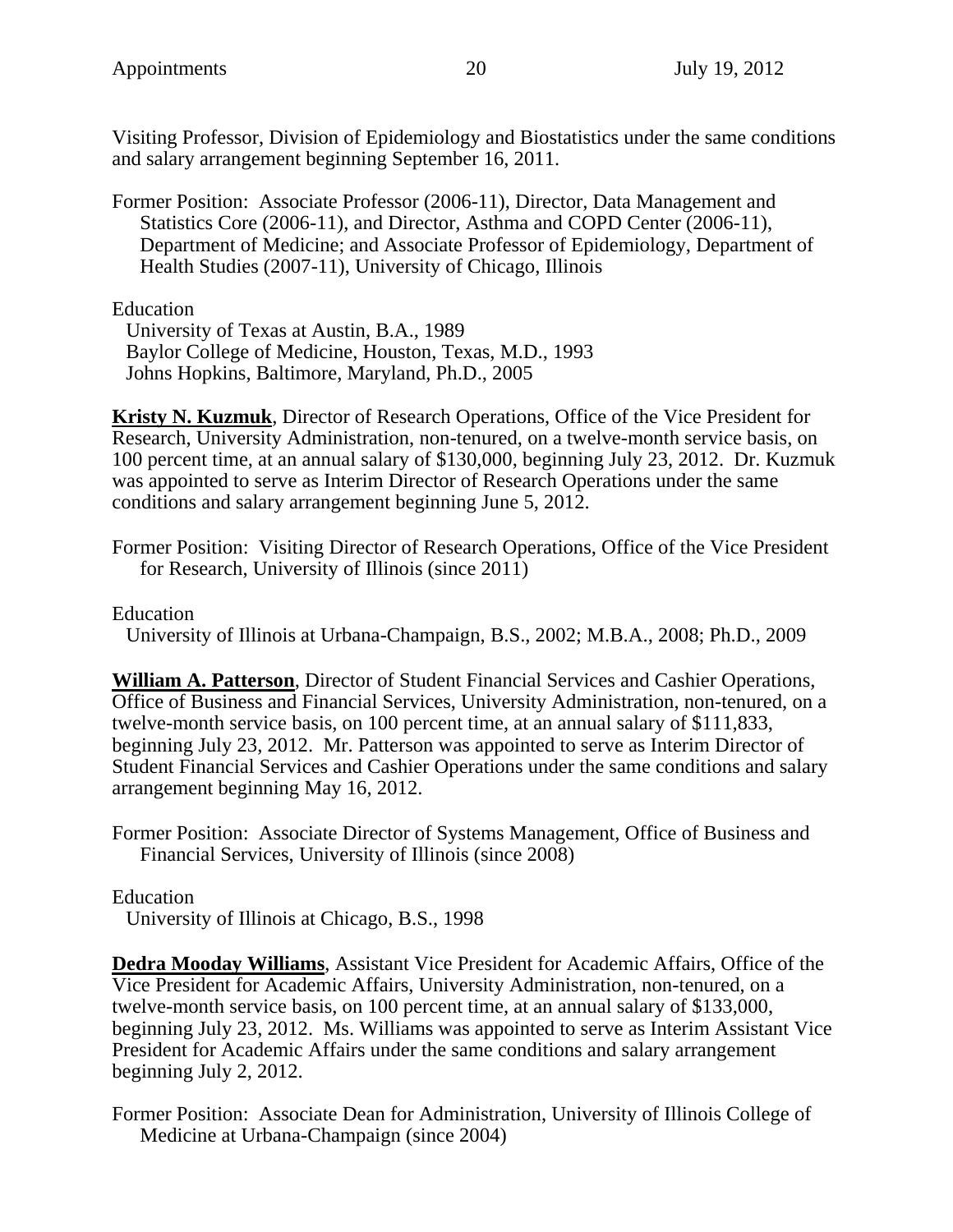Visiting Professor, Division of Epidemiology and Biostatistics under the same conditions and salary arrangement beginning September 16, 2011.

Former Position: Associate Professor (2006-11), Director, Data Management and Statistics Core (2006-11), and Director, Asthma and COPD Center (2006-11), Department of Medicine; and Associate Professor of Epidemiology, Department of Health Studies (2007-11), University of Chicago, Illinois

Education
University of Texas at Austin, B.A., 1989
Baylor College of Medicine, Houston, Texas, M.D., 1993
Johns Hopkins, Baltimore, Maryland, Ph.D., 2005

**Kristy N. Kuzmuk**, Director of Research Operations, Office of the Vice President for Research, University Administration, non-tenured, on a twelve-month service basis, on 100 percent time, at an annual salary of $130,000, beginning July 23, 2012. Dr. Kuzmuk was appointed to serve as Interim Director of Research Operations under the same conditions and salary arrangement beginning June 5, 2012.

Former Position: Visiting Director of Research Operations, Office of the Vice President for Research, University of Illinois (since 2011)

Education
University of Illinois at Urbana-Champaign, B.S., 2002; M.B.A., 2008; Ph.D., 2009

**William A. Patterson**, Director of Student Financial Services and Cashier Operations, Office of Business and Financial Services, University Administration, non-tenured, on a twelve-month service basis, on 100 percent time, at an annual salary of $111,833, beginning July 23, 2012. Mr. Patterson was appointed to serve as Interim Director of Student Financial Services and Cashier Operations under the same conditions and salary arrangement beginning May 16, 2012.

Former Position: Associate Director of Systems Management, Office of Business and Financial Services, University of Illinois (since 2008)

Education
University of Illinois at Chicago, B.S., 1998

**Dedra Mooday Williams**, Assistant Vice President for Academic Affairs, Office of the Vice President for Academic Affairs, University Administration, non-tenured, on a twelve-month service basis, on 100 percent time, at an annual salary of $133,000, beginning July 23, 2012. Ms. Williams was appointed to serve as Interim Assistant Vice President for Academic Affairs under the same conditions and salary arrangement beginning July 2, 2012.

Former Position: Associate Dean for Administration, University of Illinois College of Medicine at Urbana-Champaign (since 2004)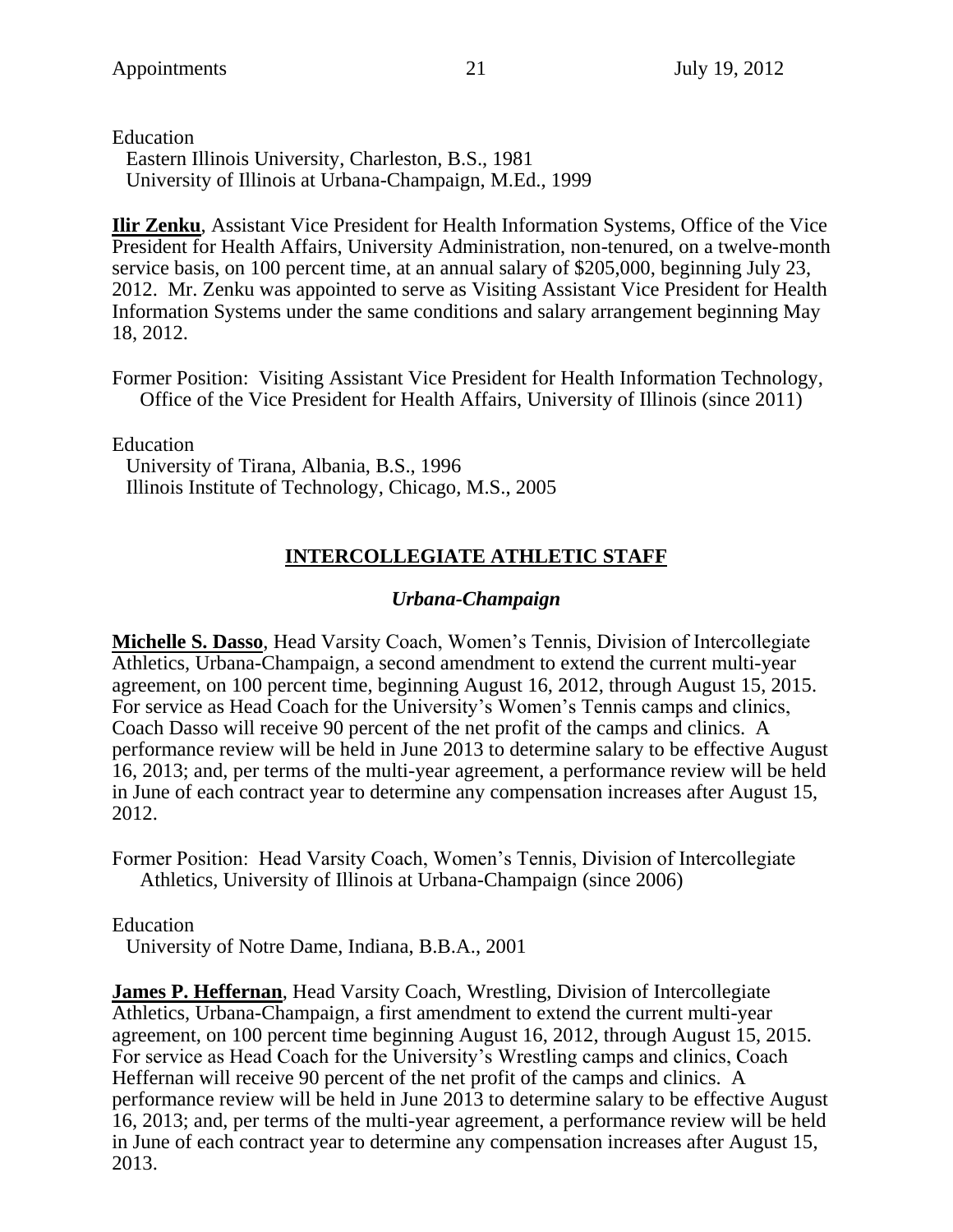Education
  Eastern Illinois University, Charleston, B.S., 1981
  University of Illinois at Urbana-Champaign, M.Ed., 1999

**Ilir Zenku**, Assistant Vice President for Health Information Systems, Office of the Vice President for Health Affairs, University Administration, non-tenured, on a twelve-month service basis, on 100 percent time, at an annual salary of $205,000, beginning July 23, 2012. Mr. Zenku was appointed to serve as Visiting Assistant Vice President for Health Information Systems under the same conditions and salary arrangement beginning May 18, 2012.

Former Position: Visiting Assistant Vice President for Health Information Technology, Office of the Vice President for Health Affairs, University of Illinois (since 2011)

Education
  University of Tirana, Albania, B.S., 1996
  Illinois Institute of Technology, Chicago, M.S., 2005

## INTERCOLLEGIATE ATHLETIC STAFF

### *Urbana-Champaign*

**Michelle S. Dasso**, Head Varsity Coach, Women's Tennis, Division of Intercollegiate Athletics, Urbana-Champaign, a second amendment to extend the current multi-year agreement, on 100 percent time, beginning August 16, 2012, through August 15, 2015. For service as Head Coach for the University's Women's Tennis camps and clinics, Coach Dasso will receive 90 percent of the net profit of the camps and clinics. A performance review will be held in June 2013 to determine salary to be effective August 16, 2013; and, per terms of the multi-year agreement, a performance review will be held in June of each contract year to determine any compensation increases after August 15, 2012.

Former Position: Head Varsity Coach, Women's Tennis, Division of Intercollegiate Athletics, University of Illinois at Urbana-Champaign (since 2006)

Education
  University of Notre Dame, Indiana, B.B.A., 2001

**James P. Heffernan**, Head Varsity Coach, Wrestling, Division of Intercollegiate Athletics, Urbana-Champaign, a first amendment to extend the current multi-year agreement, on 100 percent time beginning August 16, 2012, through August 15, 2015. For service as Head Coach for the University's Wrestling camps and clinics, Coach Heffernan will receive 90 percent of the net profit of the camps and clinics. A performance review will be held in June 2013 to determine salary to be effective August 16, 2013; and, per terms of the multi-year agreement, a performance review will be held in June of each contract year to determine any compensation increases after August 15, 2013.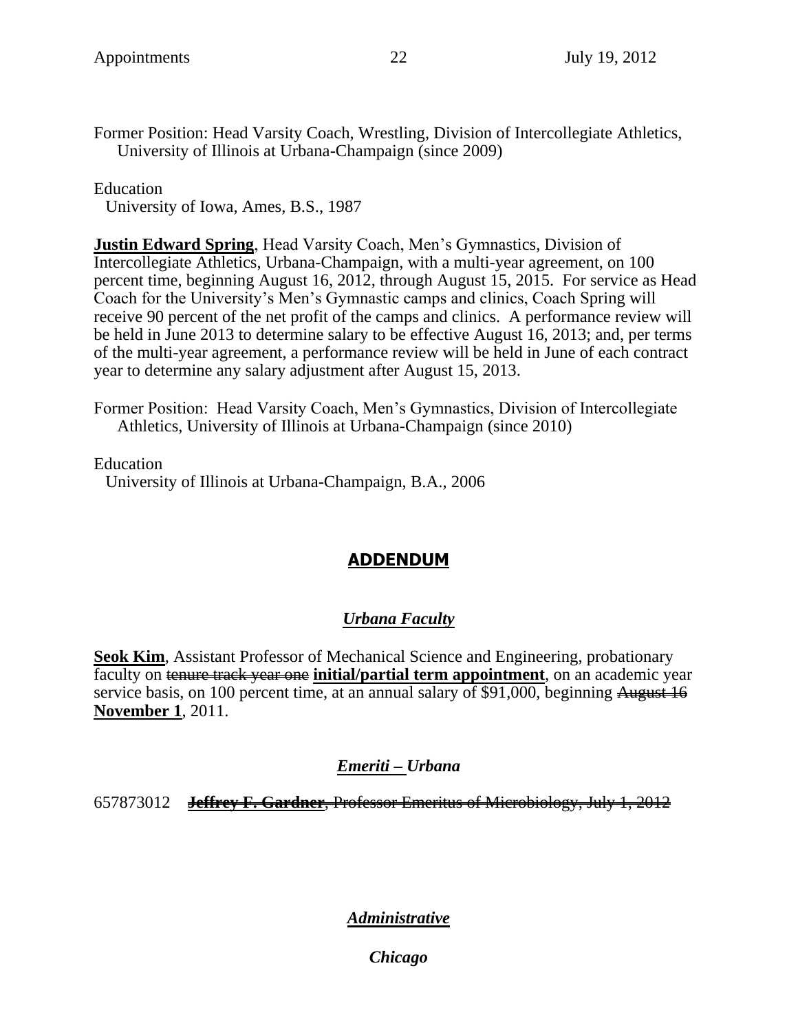Former Position: Head Varsity Coach, Wrestling, Division of Intercollegiate Athletics, University of Illinois at Urbana-Champaign (since 2009)

Education
University of Iowa, Ames, B.S., 1987

**Justin Edward Spring**, Head Varsity Coach, Men's Gymnastics, Division of Intercollegiate Athletics, Urbana-Champaign, with a multi-year agreement, on 100 percent time, beginning August 16, 2012, through August 15, 2015. For service as Head Coach for the University's Men's Gymnastic camps and clinics, Coach Spring will receive 90 percent of the net profit of the camps and clinics. A performance review will be held in June 2013 to determine salary to be effective August 16, 2013; and, per terms of the multi-year agreement, a performance review will be held in June of each contract year to determine any salary adjustment after August 15, 2013.

Former Position: Head Varsity Coach, Men's Gymnastics, Division of Intercollegiate Athletics, University of Illinois at Urbana-Champaign (since 2010)

Education
University of Illinois at Urbana-Champaign, B.A., 2006

## ADDENDUM

### *Urbana Faculty*

**Seok Kim**, Assistant Professor of Mechanical Science and Engineering, probationary faculty on ~~tenure track year one~~ **initial/partial term appointment**, on an academic year service basis, on 100 percent time, at an annual salary of $91,000, beginning ~~August 16~~ **November 1**, 2011.

### *Emeriti – Urbana*

657873012 ~~**Jeffrey F. Gardner**, Professor Emeritus of Microbiology, July 1, 2012~~

### *Administrative*

#### *Chicago*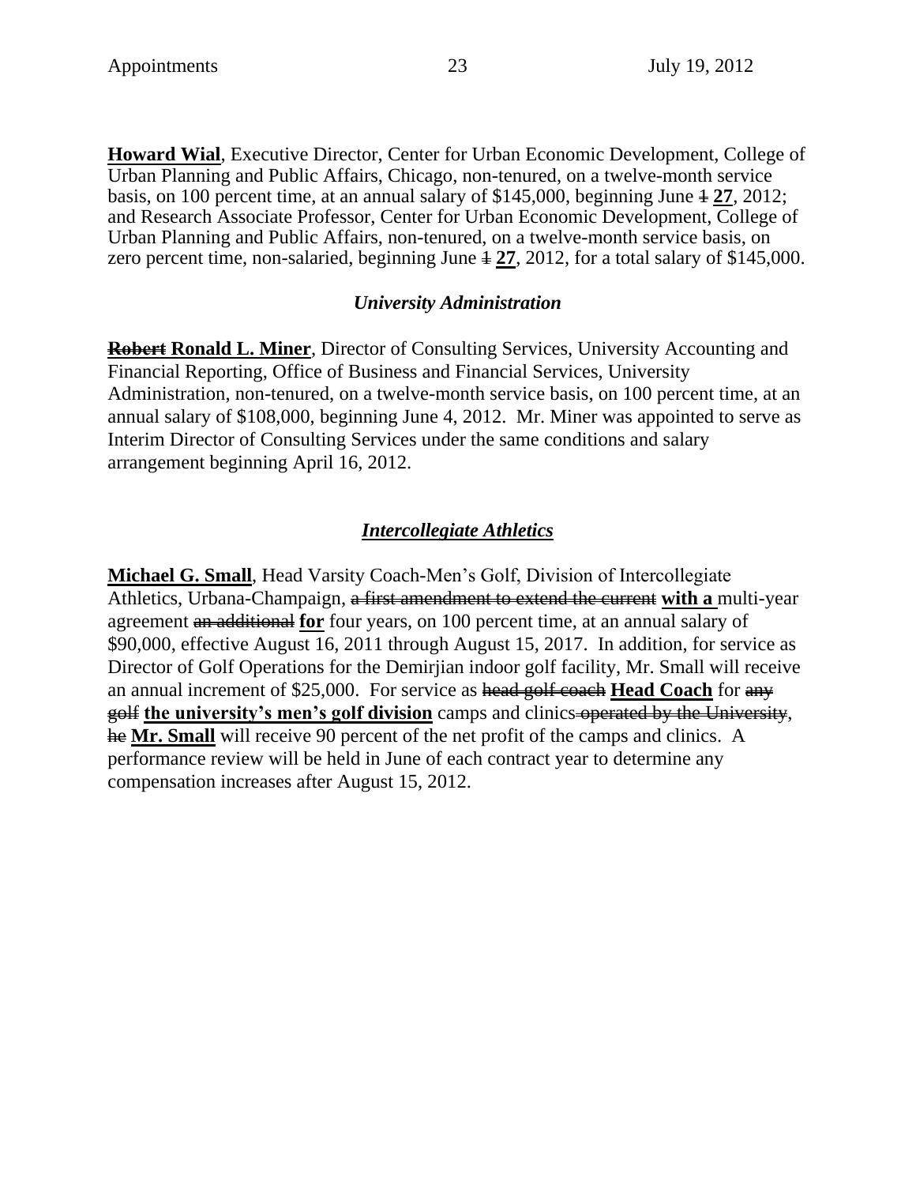**Howard Wial**, Executive Director, Center for Urban Economic Development, College of Urban Planning and Public Affairs, Chicago, non-tenured, on a twelve-month service basis, on 100 percent time, at an annual salary of $145,000, beginning June ~~1~~ **27**, 2012; and Research Associate Professor, Center for Urban Economic Development, College of Urban Planning and Public Affairs, non-tenured, on a twelve-month service basis, on zero percent time, non-salaried, beginning June ~~1~~ **27**, 2012, for a total salary of $145,000.

### *University Administration*

~~**Robert**~~ **Ronald L. Miner**, Director of Consulting Services, University Accounting and Financial Reporting, Office of Business and Financial Services, University Administration, non-tenured, on a twelve-month service basis, on 100 percent time, at an annual salary of $108,000, beginning June 4, 2012. Mr. Miner was appointed to serve as Interim Director of Consulting Services under the same conditions and salary arrangement beginning April 16, 2012.

### *Intercollegiate Athletics*

**Michael G. Small**, Head Varsity Coach-Men's Golf, Division of Intercollegiate Athletics, Urbana-Champaign, ~~a first amendment to extend the current~~ **with a** multi-year agreement ~~an additional~~ **for** four years, on 100 percent time, at an annual salary of $90,000, effective August 16, 2011 through August 15, 2017. In addition, for service as Director of Golf Operations for the Demirjian indoor golf facility, Mr. Small will receive an annual increment of $25,000. For service as ~~head golf coach~~ **Head Coach** for ~~any golf~~ **the university's men's golf division** camps and clinics ~~operated by the University~~, ~~he~~ **Mr. Small** will receive 90 percent of the net profit of the camps and clinics. A performance review will be held in June of each contract year to determine any compensation increases after August 15, 2012.